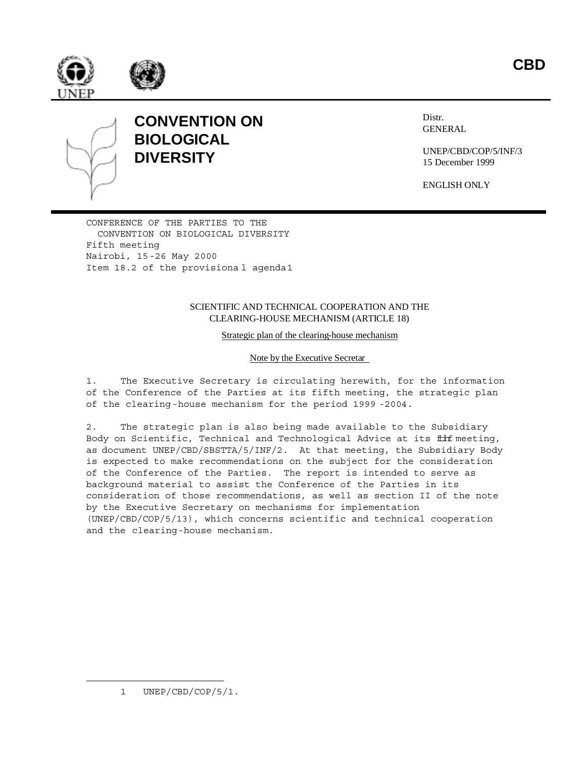CBD

# CONVENTION ON BIOLOGICAL DIVERSITY

Distr.
GENERAL

UNEP/CBD/COP/5/INF/3
15 December 1999

ENGLISH ONLY

CONFERENCE OF THE PARTIES TO THE
CONVENTION ON BIOLOGICAL DIVERSITY
Fifth meeting
Nairobi, 15-26 May 2000
Item 18.2 of the provisional agenda[1]

## SCIENTIFIC AND TECHNICAL COOPERATION AND THE CLEARING-HOUSE MECHANISM (ARTICLE 18)

Strategic plan of the clearing-house mechanism

Note by the Executive Secretar

1. The Executive Secretary is circulating herewith, for the information of the Conference of the Parties at its fifth meeting, the strategic plan of the clearing-house mechanism for the period 1999-2004.

2. The strategic plan is also being made available to the Subsidiary Body on Scientific, Technical and Technological Advice at its fifth meeting, as document UNEP/CBD/SBSTTA/5/INF/2. At that meeting, the Subsidiary Body is expected to make recommendations on the subject for the consideration of the Conference of the Parties. The report is intended to serve as background material to assist the Conference of the Parties in its consideration of those recommendations, as well as section II of the note by the Executive Secretary on mechanisms for implementation (UNEP/CBD/COP/5/13), which concerns scientific and technical cooperation and the clearing-house mechanism.

[1] UNEP/CBD/COP/5/1.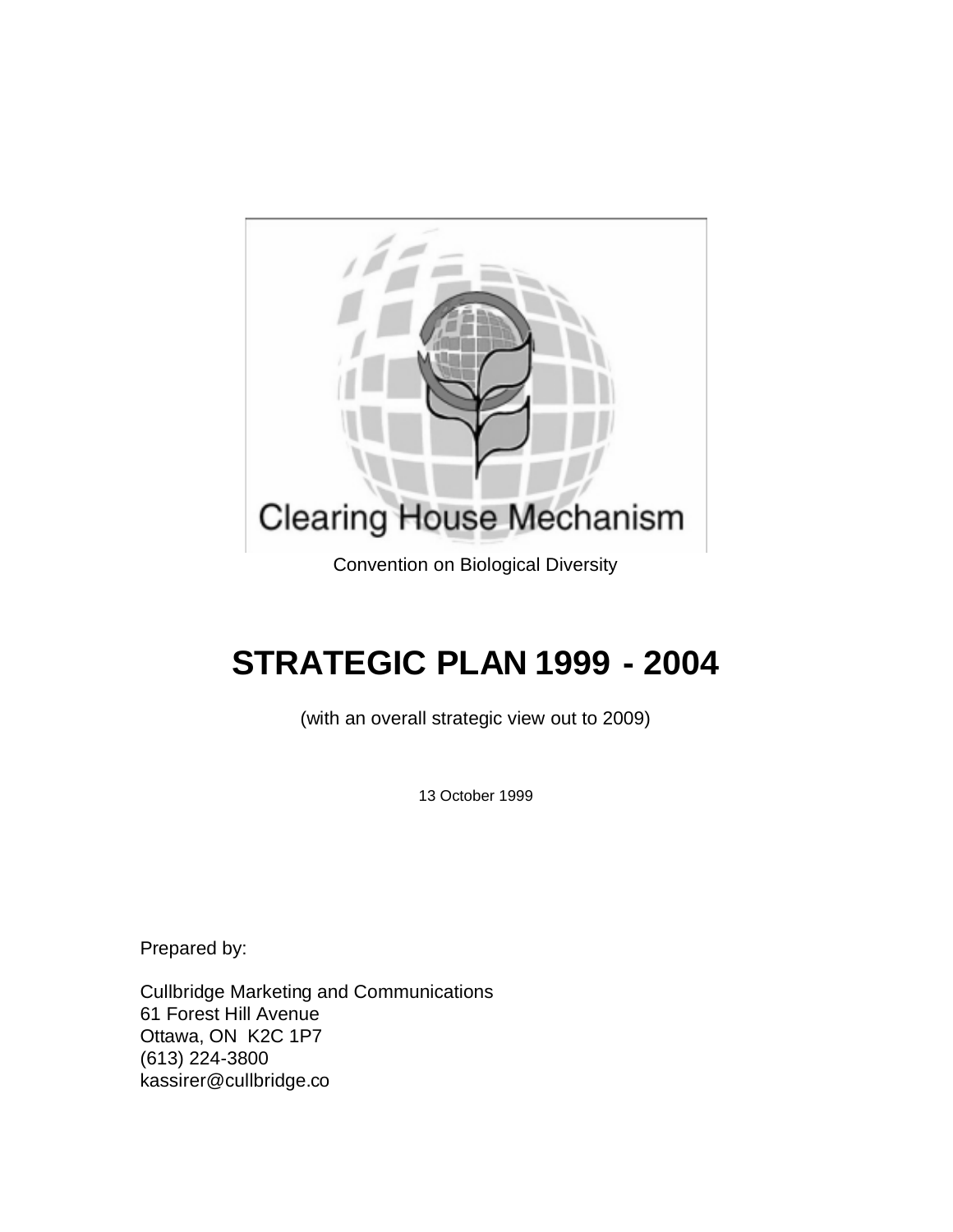Clearing House Mechanism

Convention on Biological Diversity

# STRATEGIC PLAN 1999 - 2004

(with an overall strategic view out to 2009)

13 October 1999

Prepared by:

Cullbridge Marketing and Communications
61 Forest Hill Avenue
Ottawa, ON K2C 1P7
(613) 224-3800
kassirer@cullbridge.co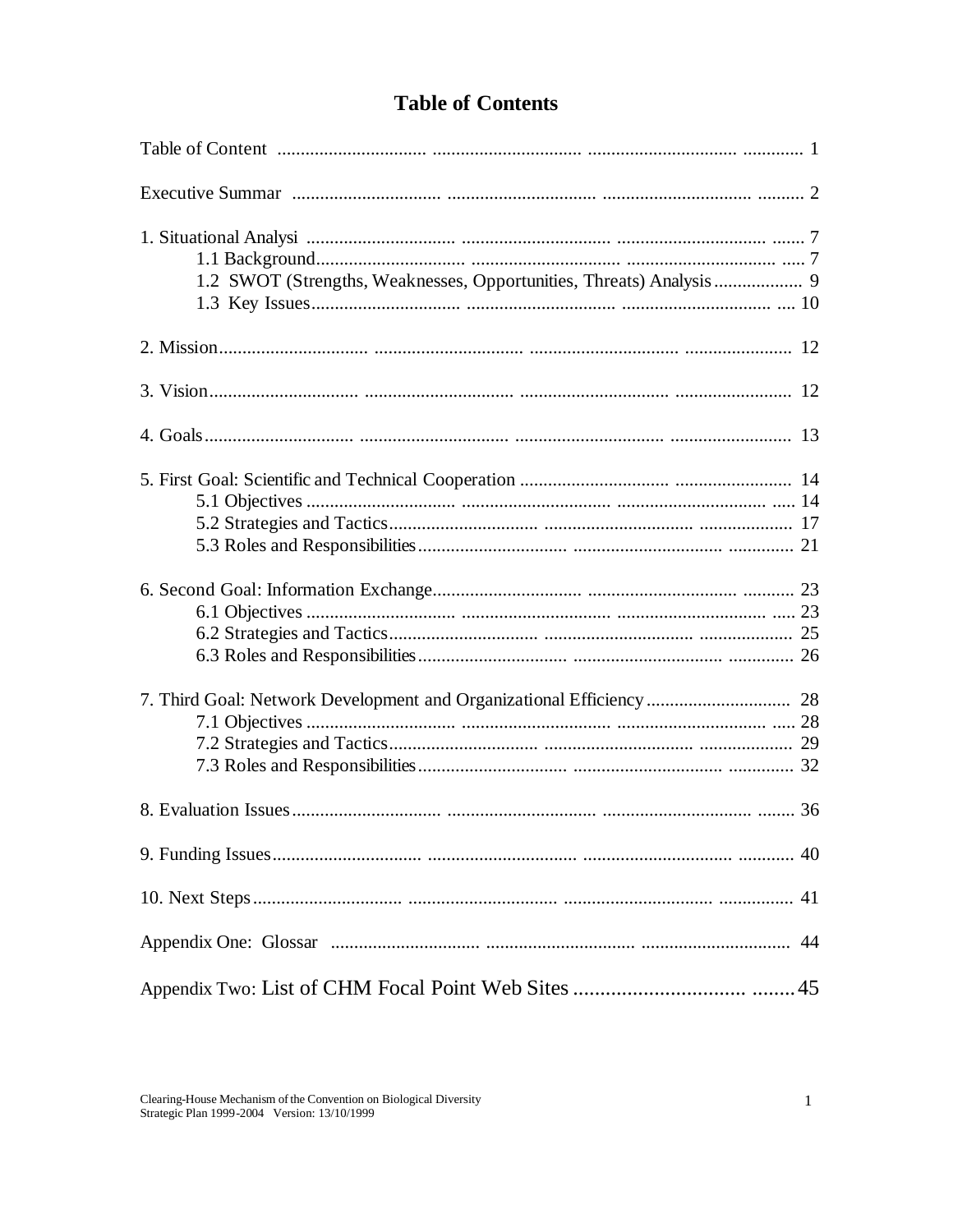# Table of Contents

| | |
|---|---|
| Table of Content | 1 |
| Executive Summar | 2 |
| 1. Situational Analysi | 7 |
| 1.1 Background | 7 |
| 1.2 SWOT (Strengths, Weaknesses, Opportunities, Threats) Analysis | 9 |
| 1.3 Key Issues | 10 |
| 2. Mission | 12 |
| 3. Vision | 12 |
| 4. Goals | 13 |
| 5. First Goal: Scientific and Technical Cooperation | 14 |
| 5.1 Objectives | 14 |
| 5.2 Strategies and Tactics | 17 |
| 5.3 Roles and Responsibilities | 21 |
| 6. Second Goal: Information Exchange | 23 |
| 6.1 Objectives | 23 |
| 6.2 Strategies and Tactics | 25 |
| 6.3 Roles and Responsibilities | 26 |
| 7. Third Goal: Network Development and Organizational Efficiency | 28 |
| 7.1 Objectives | 28 |
| 7.2 Strategies and Tactics | 29 |
| 7.3 Roles and Responsibilities | 32 |
| 8. Evaluation Issues | 36 |
| 9. Funding Issues | 40 |
| 10. Next Steps | 41 |
| Appendix One: Glossar | 44 |
| Appendix Two: List of CHM Focal Point Web Sites | 45 |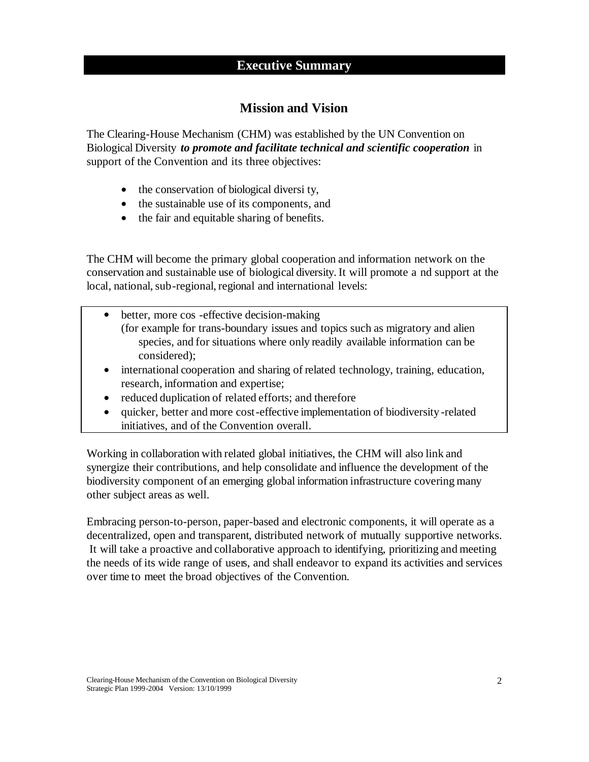# Executive Summary

## Mission and Vision

The Clearing-House Mechanism (CHM) was established by the UN Convention on Biological Diversity ***to promote and facilitate technical and scientific cooperation*** in support of the Convention and its three objectives:

- the conservation of biological diversi ty,
- the sustainable use of its components, and
- the fair and equitable sharing of benefits.

The CHM will become the primary global cooperation and information network on the conservation and sustainable use of biological diversity. It will promote a nd support at the local, national, sub-regional, regional and international levels:

- better, more cos -effective decision-making (for example for trans-boundary issues and topics such as migratory and alien species, and for situations where only readily available information can be considered);
- international cooperation and sharing of related technology, training, education, research, information and expertise;
- reduced duplication of related efforts; and therefore
- quicker, better and more cost-effective implementation of biodiversity-related initiatives, and of the Convention overall.

Working in collaboration with related global initiatives, the CHM will also link and synergize their contributions, and help consolidate and influence the development of the biodiversity component of an emerging global information infrastructure covering many other subject areas as well.

Embracing person-to-person, paper-based and electronic components, it will operate as a decentralized, open and transparent, distributed network of mutually supportive networks. It will take a proactive and collaborative approach to identifying, prioritizing and meeting the needs of its wide range of users, and shall endeavor to expand its activities and services over time to meet the broad objectives of the Convention.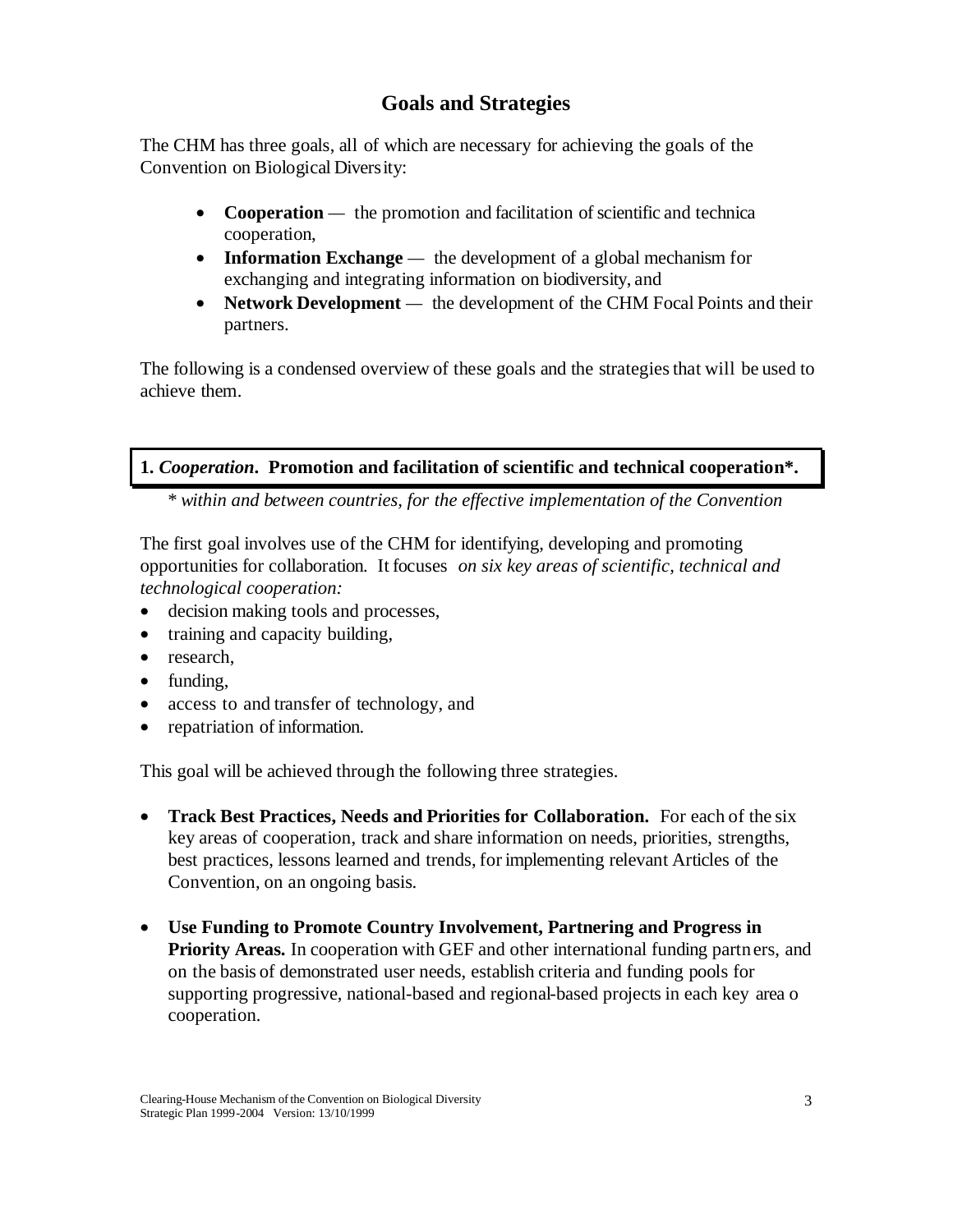## Goals and Strategies

The CHM has three goals, all of which are necessary for achieving the goals of the Convention on Biological Diversity:

- **Cooperation** — the promotion and facilitation of scientific and technica cooperation,
- **Information Exchange** — the development of a global mechanism for exchanging and integrating information on biodiversity, and
- **Network Development** — the development of the CHM Focal Points and their partners.

The following is a condensed overview of these goals and the strategies that will be used to achieve them.

**1. *Cooperation*. Promotion and facilitation of scientific and technical cooperation*.**

*\* within and between countries, for the effective implementation of the Convention*

The first goal involves use of the CHM for identifying, developing and promoting opportunities for collaboration. It focuses *on six key areas of scientific, technical and technological cooperation:*

- decision making tools and processes,
- training and capacity building,
- research,
- funding,
- access to and transfer of technology, and
- repatriation of information.

This goal will be achieved through the following three strategies.

- **Track Best Practices, Needs and Priorities for Collaboration.** For each of the six key areas of cooperation, track and share information on needs, priorities, strengths, best practices, lessons learned and trends, for implementing relevant Articles of the Convention, on an ongoing basis.

- **Use Funding to Promote Country Involvement, Partnering and Progress in Priority Areas.** In cooperation with GEF and other international funding partners, and on the basis of demonstrated user needs, establish criteria and funding pools for supporting progressive, national-based and regional-based projects in each key area o cooperation.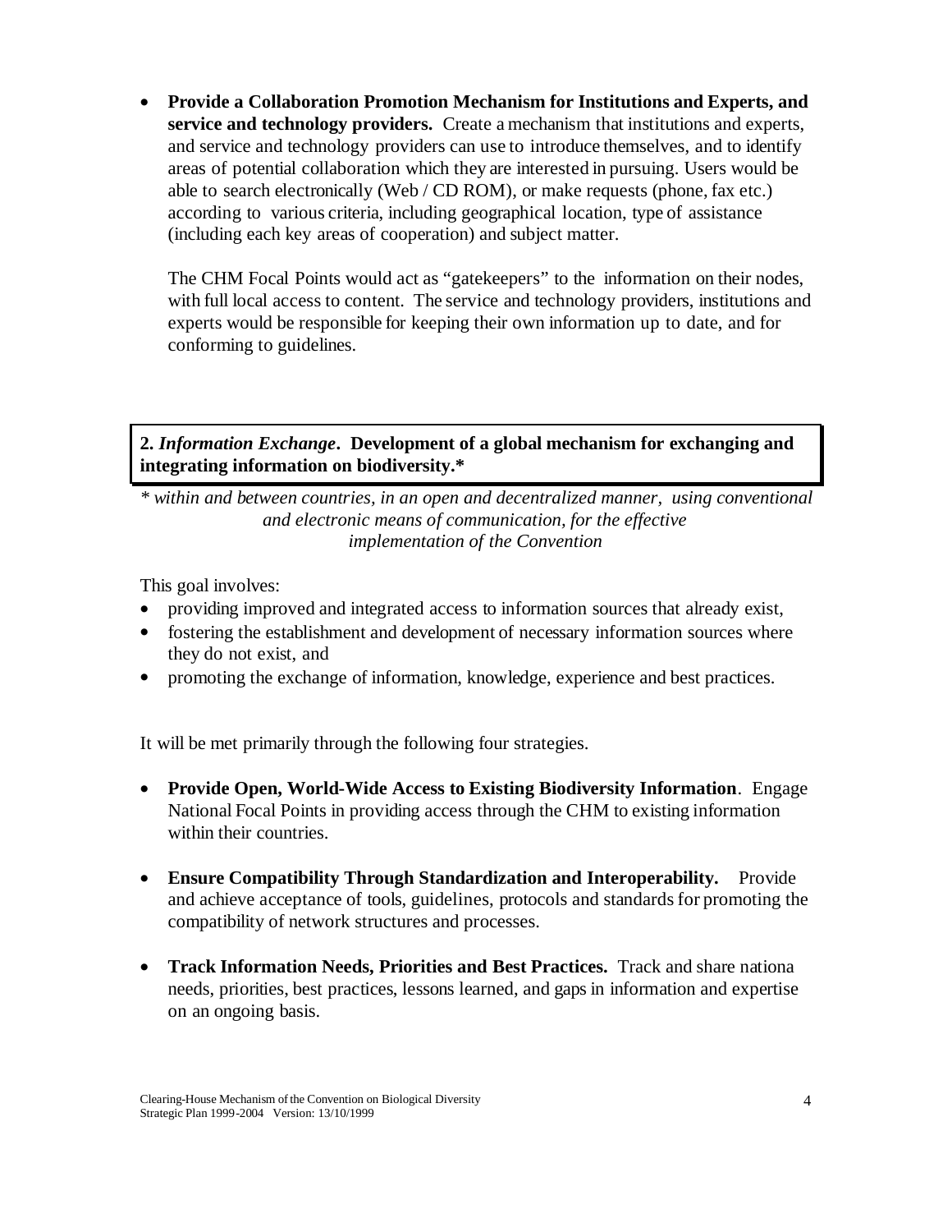- **Provide a Collaboration Promotion Mechanism for Institutions and Experts, and service and technology providers.** Create a mechanism that institutions and experts, and service and technology providers can use to introduce themselves, and to identify areas of potential collaboration which they are interested in pursuing. Users would be able to search electronically (Web / CD ROM), or make requests (phone, fax etc.) according to various criteria, including geographical location, type of assistance (including each key areas of cooperation) and subject matter.

  The CHM Focal Points would act as "gatekeepers" to the information on their nodes, with full local access to content. The service and technology providers, institutions and experts would be responsible for keeping their own information up to date, and for conforming to guidelines.

**2. *Information Exchange*. Development of a global mechanism for exchanging and integrating information on biodiversity.***

*\* within and between countries, in an open and decentralized manner, using conventional and electronic means of communication, for the effective implementation of the Convention*

This goal involves:

- providing improved and integrated access to information sources that already exist,
- fostering the establishment and development of necessary information sources where they do not exist, and
- promoting the exchange of information, knowledge, experience and best practices.

It will be met primarily through the following four strategies.

- **Provide Open, World-Wide Access to Existing Biodiversity Information**. Engage National Focal Points in providing access through the CHM to existing information within their countries.
- **Ensure Compatibility Through Standardization and Interoperability.** Provide and achieve acceptance of tools, guidelines, protocols and standards for promoting the compatibility of network structures and processes.
- **Track Information Needs, Priorities and Best Practices.** Track and share nationa needs, priorities, best practices, lessons learned, and gaps in information and expertise on an ongoing basis.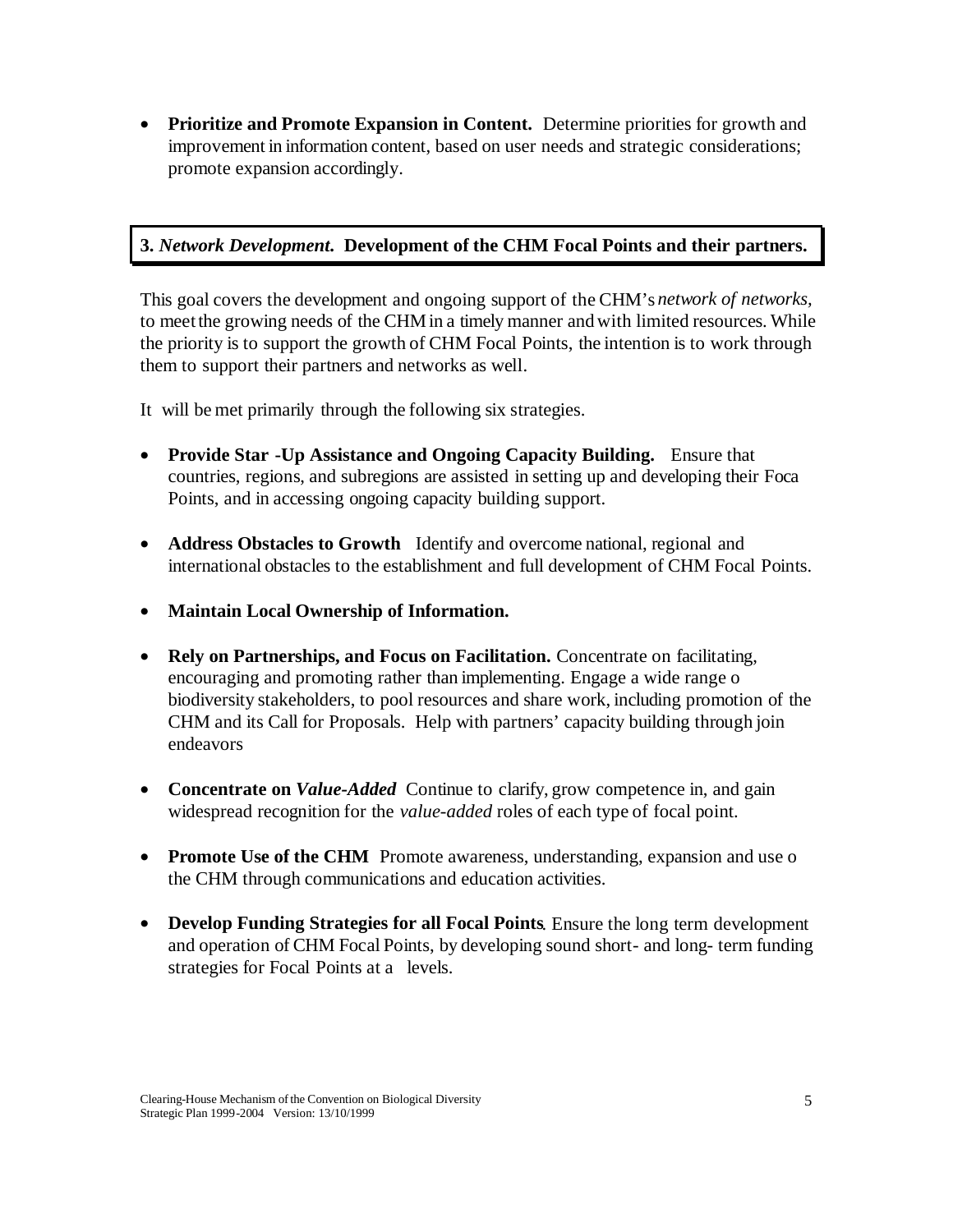- **Prioritize and Promote Expansion in Content.** Determine priorities for growth and improvement in information content, based on user needs and strategic considerations; promote expansion accordingly.

## 3. *Network Development.* Development of the CHM Focal Points and their partners.

This goal covers the development and ongoing support of the CHM's *network of networks*, to meet the growing needs of the CHM in a timely manner and with limited resources. While the priority is to support the growth of CHM Focal Points, the intention is to work through them to support their partners and networks as well.

It will be met primarily through the following six strategies.

- **Provide Star -Up Assistance and Ongoing Capacity Building.** Ensure that countries, regions, and subregions are assisted in setting up and developing their Foca Points, and in accessing ongoing capacity building support.
- **Address Obstacles to Growth** Identify and overcome national, regional and international obstacles to the establishment and full development of CHM Focal Points.
- **Maintain Local Ownership of Information.**
- **Rely on Partnerships, and Focus on Facilitation.** Concentrate on facilitating, encouraging and promoting rather than implementing. Engage a wide range o biodiversity stakeholders, to pool resources and share work, including promotion of the CHM and its Call for Proposals. Help with partners' capacity building through join endeavors
- **Concentrate on *Value-Added*** Continue to clarify, grow competence in, and gain widespread recognition for the *value-added* roles of each type of focal point.
- **Promote Use of the CHM** Promote awareness, understanding, expansion and use o the CHM through communications and education activities.
- **Develop Funding Strategies for all Focal Points**. Ensure the long term development and operation of CHM Focal Points, by developing sound short- and long- term funding strategies for Focal Points at a levels.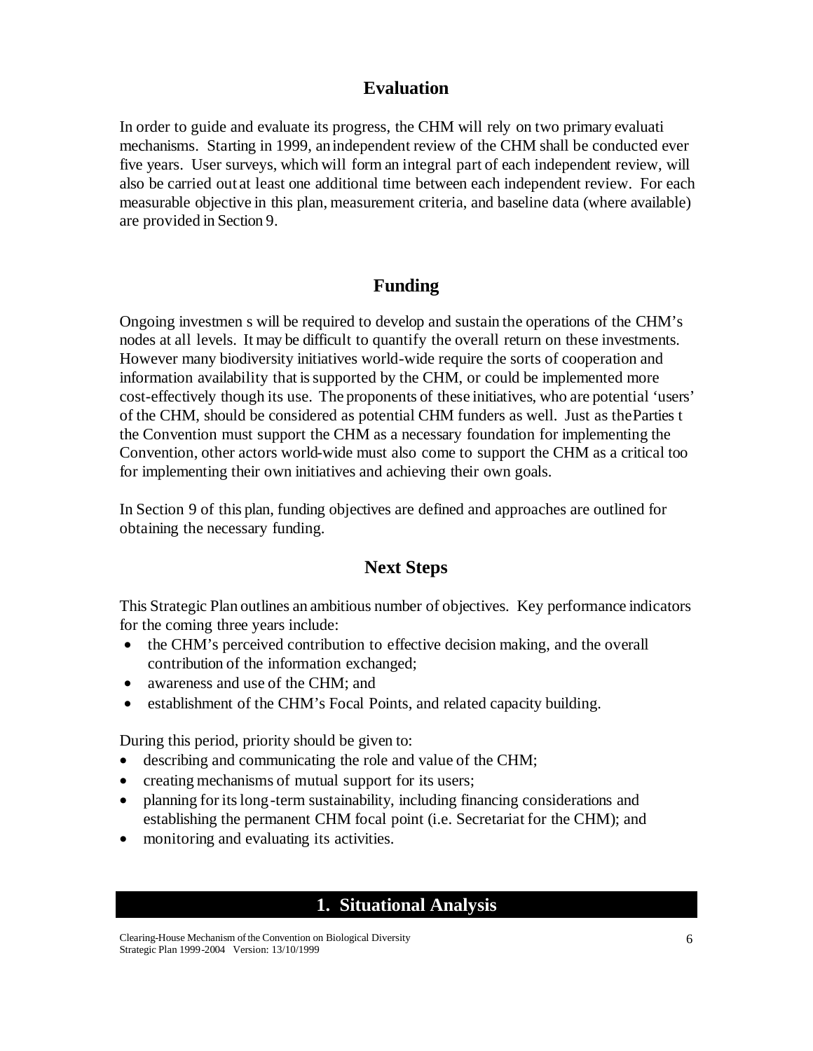## Evaluation

In order to guide and evaluate its progress, the CHM will rely on two primary evaluati mechanisms. Starting in 1999, an independent review of the CHM shall be conducted ever five years. User surveys, which will form an integral part of each independent review, will also be carried out at least one additional time between each independent review. For each measurable objective in this plan, measurement criteria, and baseline data (where available) are provided in Section 9.

## Funding

Ongoing investmen s will be required to develop and sustain the operations of the CHM's nodes at all levels. It may be difficult to quantify the overall return on these investments. However many biodiversity initiatives world-wide require the sorts of cooperation and information availability that is supported by the CHM, or could be implemented more cost-effectively though its use. The proponents of these initiatives, who are potential 'users' of the CHM, should be considered as potential CHM funders as well. Just as the Parties t the Convention must support the CHM as a necessary foundation for implementing the Convention, other actors world-wide must also come to support the CHM as a critical too for implementing their own initiatives and achieving their own goals.

In Section 9 of this plan, funding objectives are defined and approaches are outlined for obtaining the necessary funding.

## Next Steps

This Strategic Plan outlines an ambitious number of objectives. Key performance indicators for the coming three years include:

- the CHM's perceived contribution to effective decision making, and the overall contribution of the information exchanged;
- awareness and use of the CHM; and
- establishment of the CHM's Focal Points, and related capacity building.

During this period, priority should be given to:

- describing and communicating the role and value of the CHM;
- creating mechanisms of mutual support for its users;
- planning for its long-term sustainability, including financing considerations and establishing the permanent CHM focal point (i.e. Secretariat for the CHM); and
- monitoring and evaluating its activities.

# 1. Situational Analysis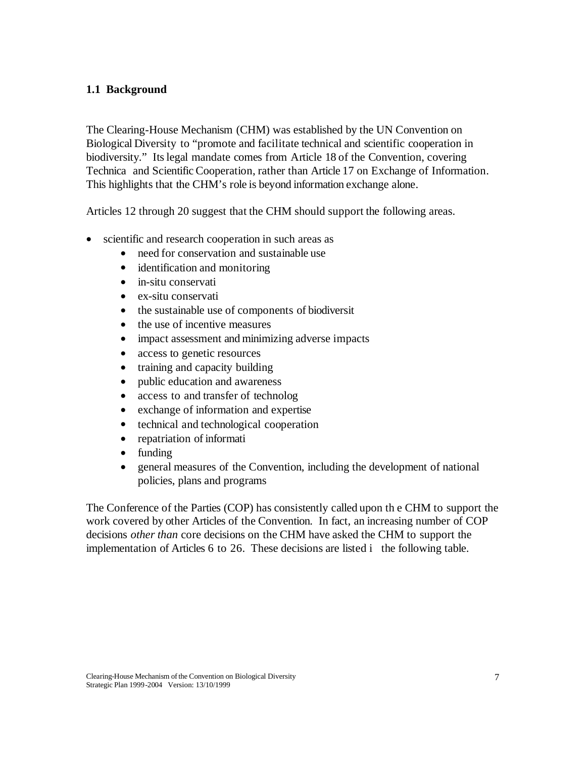### 1.1 Background

The Clearing-House Mechanism (CHM) was established by the UN Convention on Biological Diversity to "promote and facilitate technical and scientific cooperation in biodiversity." Its legal mandate comes from Article 18 of the Convention, covering Technica and Scientific Cooperation, rather than Article 17 on Exchange of Information. This highlights that the CHM's role is beyond information exchange alone.

Articles 12 through 20 suggest that the CHM should support the following areas.

- scientific and research cooperation in such areas as
  - need for conservation and sustainable use
  - identification and monitoring
  - in-situ conservati
  - ex-situ conservati
  - the sustainable use of components of biodiversit
  - the use of incentive measures
  - impact assessment and minimizing adverse impacts
  - access to genetic resources
  - training and capacity building
  - public education and awareness
  - access to and transfer of technolog
  - exchange of information and expertise
  - technical and technological cooperation
  - repatriation of informati
  - funding
  - general measures of the Convention, including the development of national policies, plans and programs

The Conference of the Parties (COP) has consistently called upon th e CHM to support the work covered by other Articles of the Convention. In fact, an increasing number of COP decisions *other than* core decisions on the CHM have asked the CHM to support the implementation of Articles 6 to 26. These decisions are listed i the following table.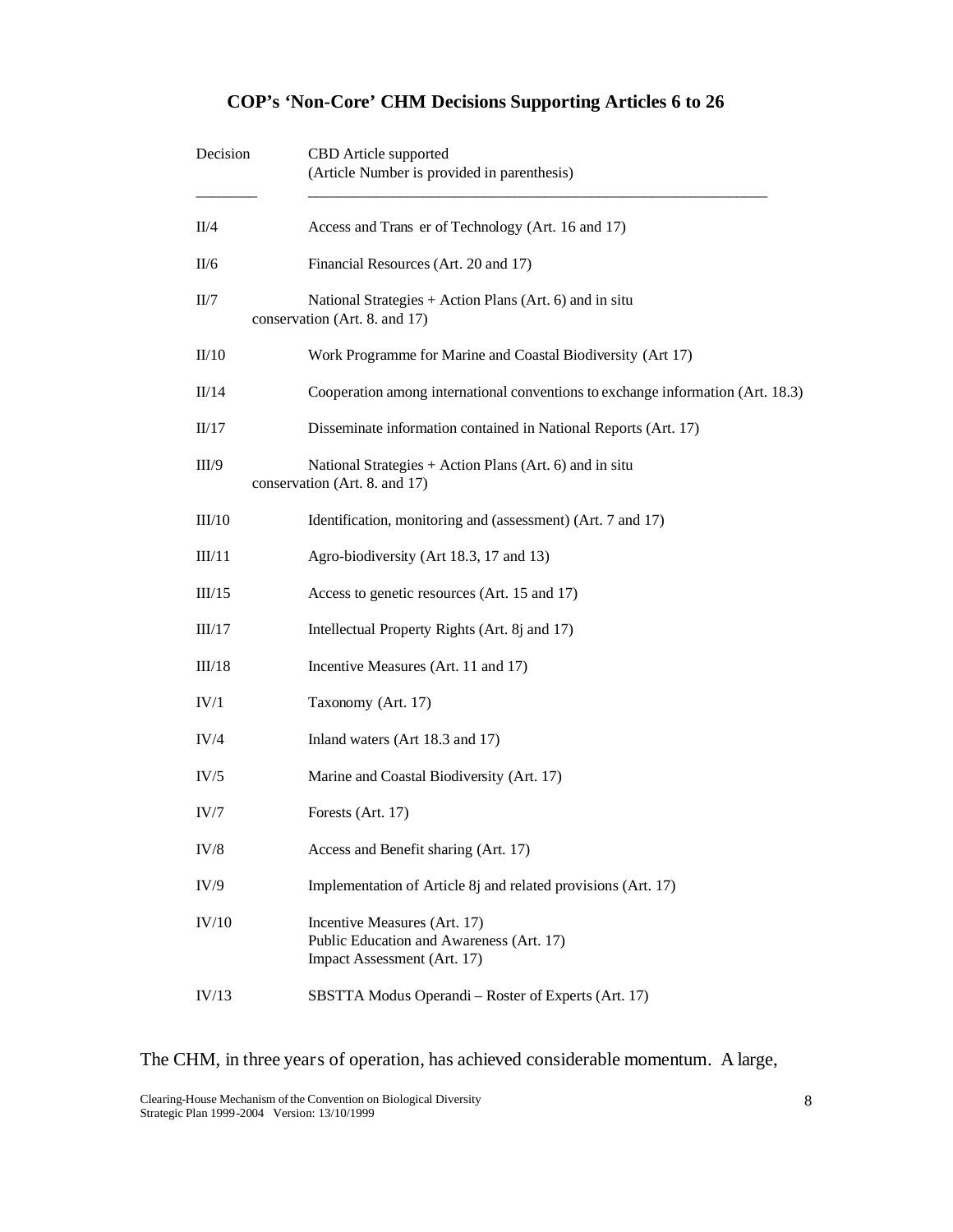## COP's 'Non-Core' CHM Decisions Supporting Articles 6 to 26

| Decision | CBD Article supported (Article Number is provided in parenthesis) |
|---|---|
| II/4 | Access and Trans er of Technology (Art. 16 and 17) |
| II/6 | Financial Resources (Art. 20 and 17) |
| II/7 | National Strategies + Action Plans (Art. 6) and in situ conservation (Art. 8. and 17) |
| II/10 | Work Programme for Marine and Coastal Biodiversity (Art 17) |
| II/14 | Cooperation among international conventions to exchange information (Art. 18.3) |
| II/17 | Disseminate information contained in National Reports (Art. 17) |
| III/9 | National Strategies + Action Plans (Art. 6) and in situ conservation (Art. 8. and 17) |
| III/10 | Identification, monitoring and (assessment) (Art. 7 and 17) |
| III/11 | Agro-biodiversity (Art 18.3, 17 and 13) |
| III/15 | Access to genetic resources (Art. 15 and 17) |
| III/17 | Intellectual Property Rights (Art. 8j and 17) |
| III/18 | Incentive Measures (Art. 11 and 17) |
| IV/1 | Taxonomy (Art. 17) |
| IV/4 | Inland waters (Art 18.3 and 17) |
| IV/5 | Marine and Coastal Biodiversity (Art. 17) |
| IV/7 | Forests (Art. 17) |
| IV/8 | Access and Benefit sharing (Art. 17) |
| IV/9 | Implementation of Article 8j and related provisions (Art. 17) |
| IV/10 | Incentive Measures (Art. 17)<br>Public Education and Awareness (Art. 17)<br>Impact Assessment (Art. 17) |
| IV/13 | SBSTTA Modus Operandi – Roster of Experts (Art. 17) |

The CHM, in three years of operation, has achieved considerable momentum. A large,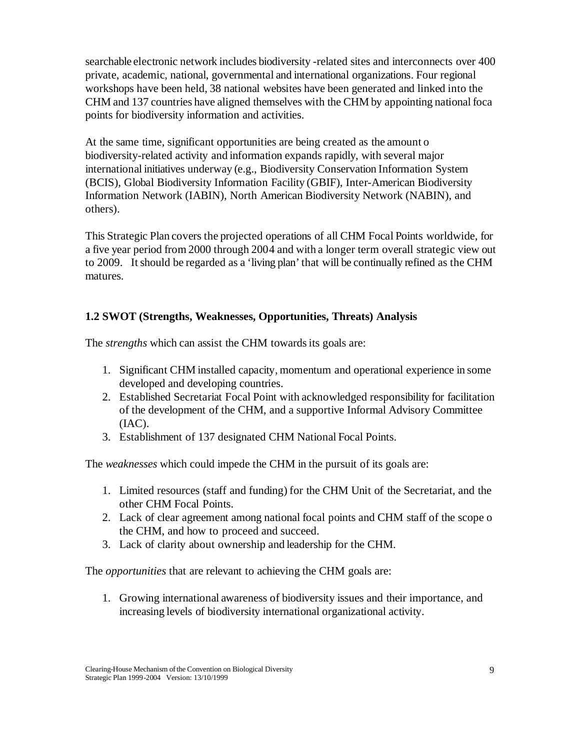searchable electronic network includes biodiversity -related sites and interconnects over 400 private, academic, national, governmental and international organizations. Four regional workshops have been held, 38 national websites have been generated and linked into the CHM and 137 countries have aligned themselves with the CHM by appointing national foca points for biodiversity information and activities.

At the same time, significant opportunities are being created as the amount o biodiversity-related activity and information expands rapidly, with several major international initiatives underway (e.g., Biodiversity Conservation Information System (BCIS), Global Biodiversity Information Facility (GBIF), Inter-American Biodiversity Information Network (IABIN), North American Biodiversity Network (NABIN), and others).

This Strategic Plan covers the projected operations of all CHM Focal Points worldwide, for a five year period from 2000 through 2004 and with a longer term overall strategic view out to 2009. It should be regarded as a 'living plan' that will be continually refined as the CHM matures.

### 1.2 SWOT (Strengths, Weaknesses, Opportunities, Threats) Analysis

The *strengths* which can assist the CHM towards its goals are:

1. Significant CHM installed capacity, momentum and operational experience in some developed and developing countries.
2. Established Secretariat Focal Point with acknowledged responsibility for facilitation of the development of the CHM, and a supportive Informal Advisory Committee (IAC).
3. Establishment of 137 designated CHM National Focal Points.

The *weaknesses* which could impede the CHM in the pursuit of its goals are:

1. Limited resources (staff and funding) for the CHM Unit of the Secretariat, and the other CHM Focal Points.
2. Lack of clear agreement among national focal points and CHM staff of the scope o the CHM, and how to proceed and succeed.
3. Lack of clarity about ownership and leadership for the CHM.

The *opportunities* that are relevant to achieving the CHM goals are:

1. Growing international awareness of biodiversity issues and their importance, and increasing levels of biodiversity international organizational activity.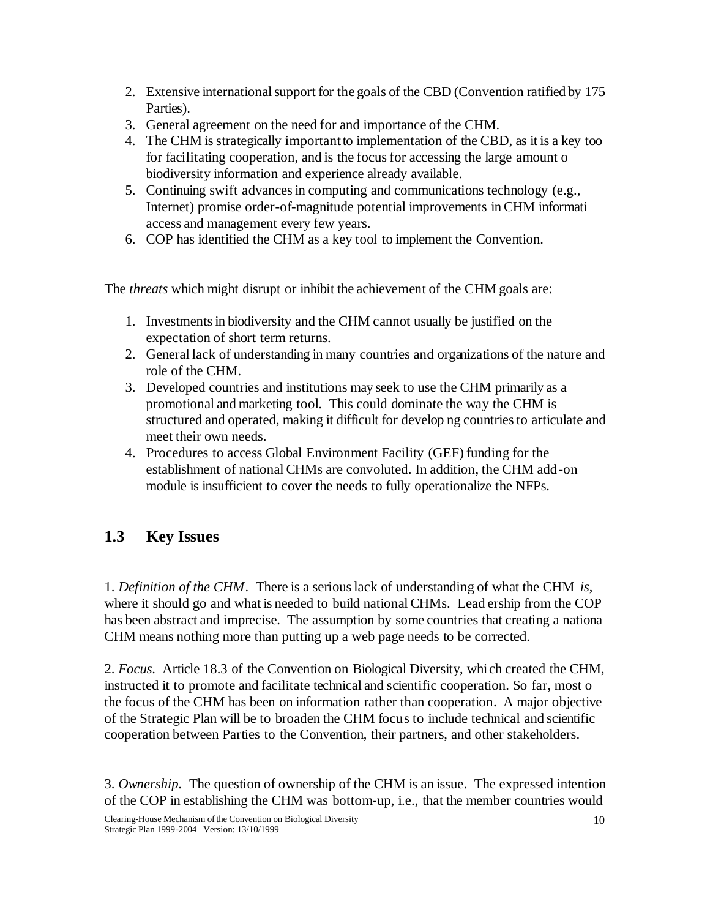2. Extensive international support for the goals of the CBD (Convention ratified by 175 Parties).
3. General agreement on the need for and importance of the CHM.
4. The CHM is strategically important to implementation of the CBD, as it is a key too for facilitating cooperation, and is the focus for accessing the large amount o biodiversity information and experience already available.
5. Continuing swift advances in computing and communications technology (e.g., Internet) promise order-of-magnitude potential improvements in CHM informati access and management every few years.
6. COP has identified the CHM as a key tool to implement the Convention.

The *threats* which might disrupt or inhibit the achievement of the CHM goals are:

1. Investments in biodiversity and the CHM cannot usually be justified on the expectation of short term returns.
2. General lack of understanding in many countries and organizations of the nature and role of the CHM.
3. Developed countries and institutions may seek to use the CHM primarily as a promotional and marketing tool. This could dominate the way the CHM is structured and operated, making it difficult for develop ng countries to articulate and meet their own needs.
4. Procedures to access Global Environment Facility (GEF) funding for the establishment of national CHMs are convoluted. In addition, the CHM add-on module is insufficient to cover the needs to fully operationalize the NFPs.

## 1.3 Key Issues

1. *Definition of the CHM*. There is a serious lack of understanding of what the CHM *is*, where it should go and what is needed to build national CHMs. Leadership from the COP has been abstract and imprecise. The assumption by some countries that creating a nationa CHM means nothing more than putting up a web page needs to be corrected.

2. *Focus.* Article 18.3 of the Convention on Biological Diversity, which created the CHM, instructed it to promote and facilitate technical and scientific cooperation. So far, most o the focus of the CHM has been on information rather than cooperation. A major objective of the Strategic Plan will be to broaden the CHM focus to include technical and scientific cooperation between Parties to the Convention, their partners, and other stakeholders.

3. *Ownership.* The question of ownership of the CHM is an issue. The expressed intention of the COP in establishing the CHM was bottom-up, i.e., that the member countries would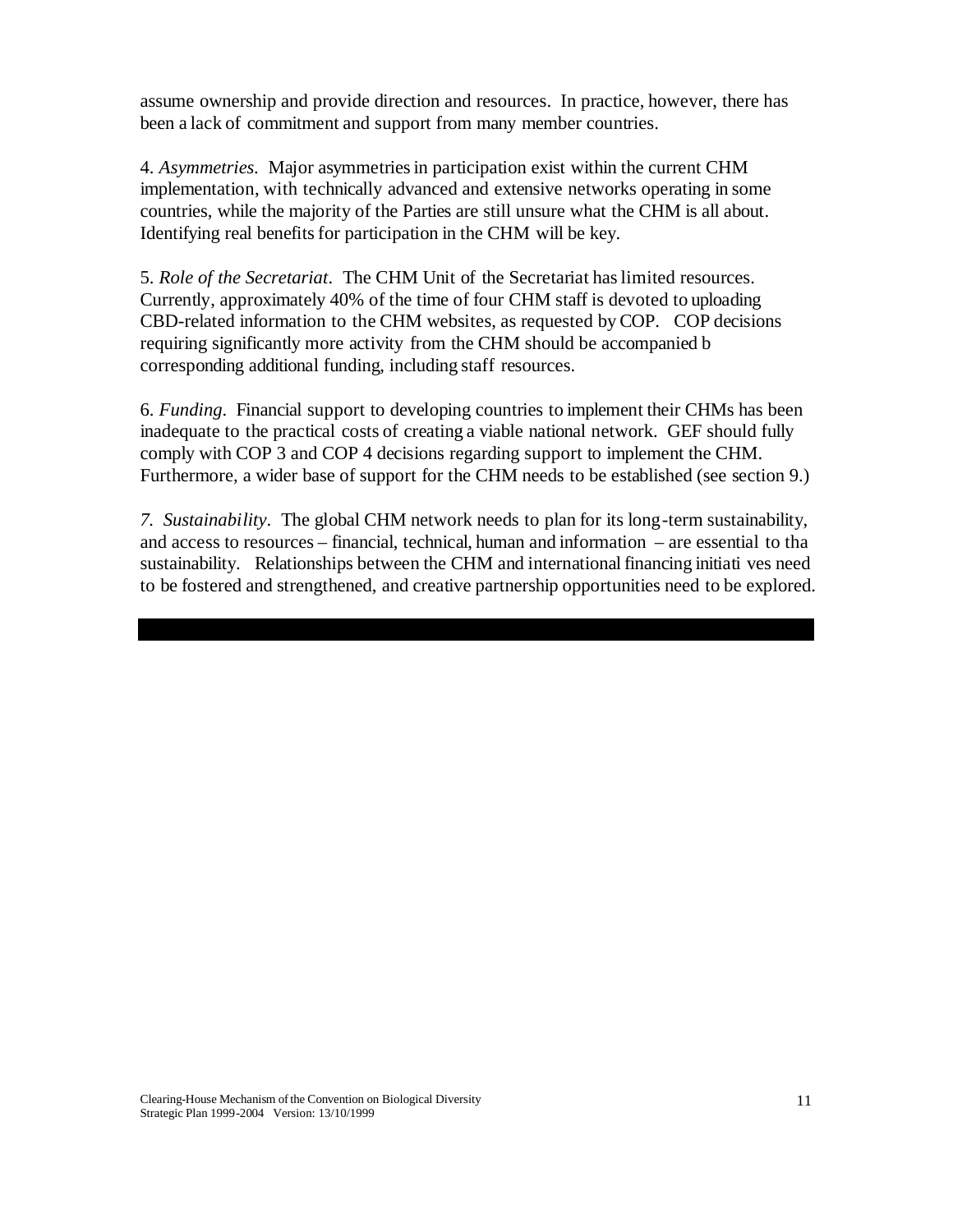assume ownership and provide direction and resources. In practice, however, there has been a lack of commitment and support from many member countries.

4. *Asymmetries.* Major asymmetries in participation exist within the current CHM implementation, with technically advanced and extensive networks operating in some countries, while the majority of the Parties are still unsure what the CHM is all about. Identifying real benefits for participation in the CHM will be key.

5. *Role of the Secretariat.* The CHM Unit of the Secretariat has limited resources. Currently, approximately 40% of the time of four CHM staff is devoted to uploading CBD-related information to the CHM websites, as requested by COP. COP decisions requiring significantly more activity from the CHM should be accompanied b corresponding additional funding, including staff resources.

6. *Funding.* Financial support to developing countries to implement their CHMs has been inadequate to the practical costs of creating a viable national network. GEF should fully comply with COP 3 and COP 4 decisions regarding support to implement the CHM. Furthermore, a wider base of support for the CHM needs to be established (see section 9.)

*7. Sustainability.* The global CHM network needs to plan for its long-term sustainability, and access to resources – financial, technical, human and information – are essential to tha sustainability. Relationships between the CHM and international financing initiati ves need to be fostered and strengthened, and creative partnership opportunities need to be explored.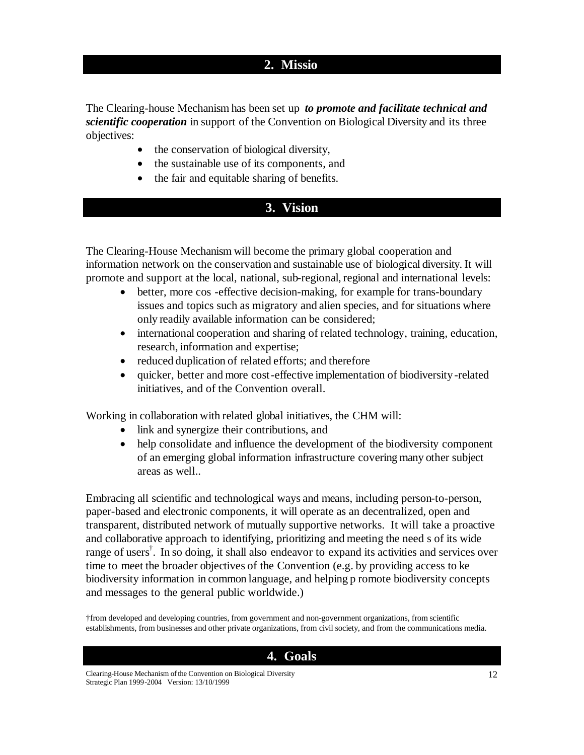## 2. Missio

The Clearing-house Mechanism has been set up ***to promote and facilitate technical and scientific cooperation*** in support of the Convention on Biological Diversity and its three objectives:

- the conservation of biological diversity,
- the sustainable use of its components, and
- the fair and equitable sharing of benefits.

## 3. Vision

The Clearing-House Mechanism will become the primary global cooperation and information network on the conservation and sustainable use of biological diversity. It will promote and support at the local, national, sub-regional, regional and international levels:

- better, more cos -effective decision-making, for example for trans-boundary issues and topics such as migratory and alien species, and for situations where only readily available information can be considered;
- international cooperation and sharing of related technology, training, education, research, information and expertise;
- reduced duplication of related efforts; and therefore
- quicker, better and more cost-effective implementation of biodiversity-related initiatives, and of the Convention overall.

Working in collaboration with related global initiatives, the CHM will:

- link and synergize their contributions, and
- help consolidate and influence the development of the biodiversity component of an emerging global information infrastructure covering many other subject areas as well..

Embracing all scientific and technological ways and means, including person-to-person, paper-based and electronic components, it will operate as an decentralized, open and transparent, distributed network of mutually supportive networks. It will take a proactive and collaborative approach to identifying, prioritizing and meeting the need s of its wide range of users†. In so doing, it shall also endeavor to expand its activities and services over time to meet the broader objectives of the Convention (e.g. by providing access to ke biodiversity information in common language, and helping p romote biodiversity concepts and messages to the general public worldwide.)

†from developed and developing countries, from government and non-government organizations, from scientific establishments, from businesses and other private organizations, from civil society, and from the communications media.

## 4. Goals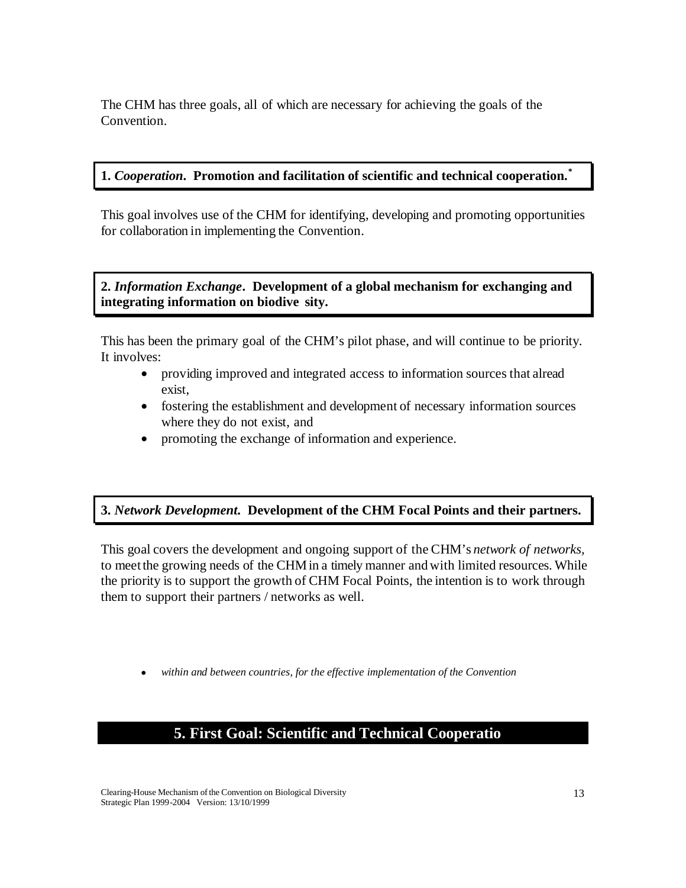The CHM has three goals, all of which are necessary for achieving the goals of the Convention.

**1. *Cooperation*. Promotion and facilitation of scientific and technical cooperation.*[*]***

This goal involves use of the CHM for identifying, developing and promoting opportunities for collaboration in implementing the Convention.

**2. *Information Exchange*. Development of a global mechanism for exchanging and integrating information on biodive sity.**

This has been the primary goal of the CHM's pilot phase, and will continue to be priority. It involves:

- providing improved and integrated access to information sources that alread exist,
- fostering the establishment and development of necessary information sources where they do not exist, and
- promoting the exchange of information and experience.

**3. *Network Development.* Development of the CHM Focal Points and their partners.**

This goal covers the development and ongoing support of the CHM's *network of networks*, to meet the growing needs of the CHM in a timely manner and with limited resources. While the priority is to support the growth of CHM Focal Points, the intention is to work through them to support their partners / networks as well.

- *within and between countries, for the effective implementation of the Convention*

## 5. First Goal: Scientific and Technical Cooperatio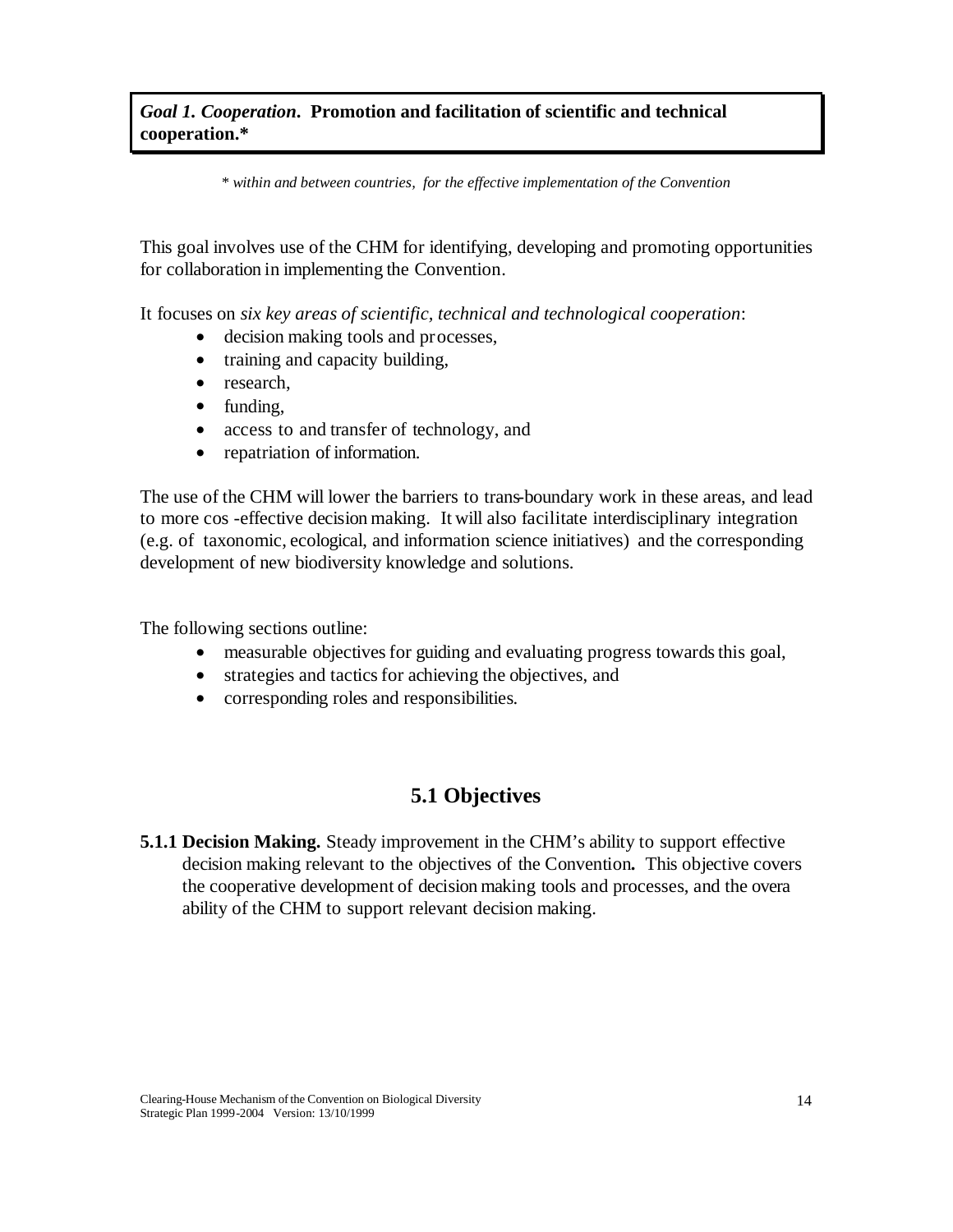**_Goal 1. Cooperation_. Promotion and facilitation of scientific and technical cooperation.***

*\* within and between countries, for the effective implementation of the Convention*

This goal involves use of the CHM for identifying, developing and promoting opportunities for collaboration in implementing the Convention.

It focuses on *six key areas of scientific, technical and technological cooperation*:

- decision making tools and processes,
- training and capacity building,
- research,
- funding,
- access to and transfer of technology, and
- repatriation of information.

The use of the CHM will lower the barriers to trans-boundary work in these areas, and lead to more cos -effective decision making. It will also facilitate interdisciplinary integration (e.g. of taxonomic, ecological, and information science initiatives) and the corresponding development of new biodiversity knowledge and solutions.

The following sections outline:

- measurable objectives for guiding and evaluating progress towards this goal,
- strategies and tactics for achieving the objectives, and
- corresponding roles and responsibilities.

## 5.1 Objectives

**5.1.1 Decision Making.** Steady improvement in the CHM's ability to support effective decision making relevant to the objectives of the Convention**.** This objective covers the cooperative development of decision making tools and processes, and the overa ability of the CHM to support relevant decision making.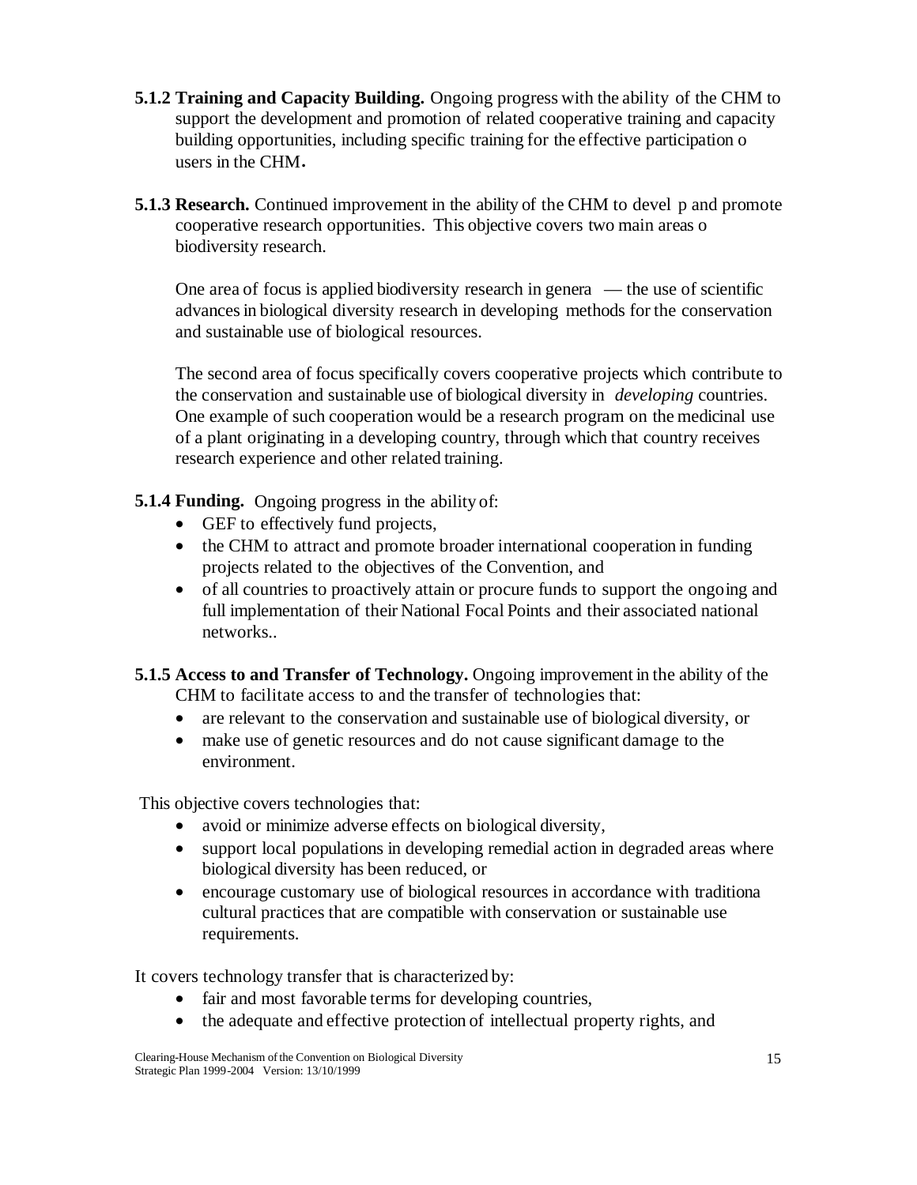**5.1.2 Training and Capacity Building.** Ongoing progress with the ability of the CHM to support the development and promotion of related cooperative training and capacity building opportunities, including specific training for the effective participation o users in the CHM**.**

**5.1.3 Research.** Continued improvement in the ability of the CHM to devel p and promote cooperative research opportunities. This objective covers two main areas o biodiversity research.

One area of focus is applied biodiversity research in genera — the use of scientific advances in biological diversity research in developing methods for the conservation and sustainable use of biological resources.

The second area of focus specifically covers cooperative projects which contribute to the conservation and sustainable use of biological diversity in *developing* countries. One example of such cooperation would be a research program on the medicinal use of a plant originating in a developing country, through which that country receives research experience and other related training.

**5.1.4 Funding.** Ongoing progress in the ability of:

- GEF to effectively fund projects,
- the CHM to attract and promote broader international cooperation in funding projects related to the objectives of the Convention, and
- of all countries to proactively attain or procure funds to support the ongoing and full implementation of their National Focal Points and their associated national networks..

**5.1.5 Access to and Transfer of Technology.** Ongoing improvement in the ability of the CHM to facilitate access to and the transfer of technologies that:

- are relevant to the conservation and sustainable use of biological diversity, or
- make use of genetic resources and do not cause significant damage to the environment.

This objective covers technologies that:

- avoid or minimize adverse effects on biological diversity,
- support local populations in developing remedial action in degraded areas where biological diversity has been reduced, or
- encourage customary use of biological resources in accordance with traditiona cultural practices that are compatible with conservation or sustainable use requirements.

It covers technology transfer that is characterized by:

- fair and most favorable terms for developing countries,
- the adequate and effective protection of intellectual property rights, and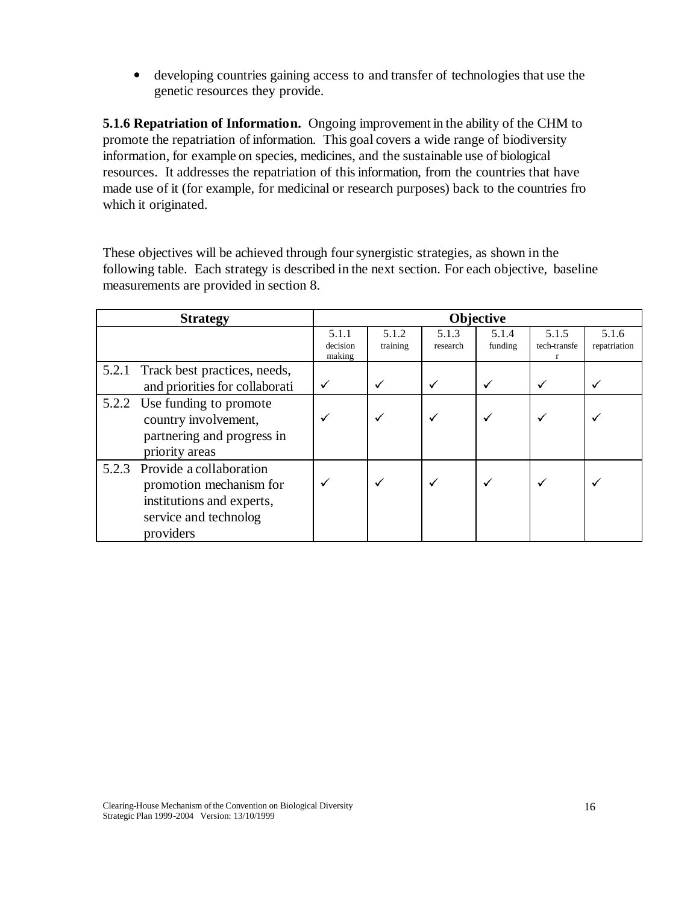- developing countries gaining access to and transfer of technologies that use the genetic resources they provide.

**5.1.6 Repatriation of Information.** Ongoing improvement in the ability of the CHM to promote the repatriation of information. This goal covers a wide range of biodiversity information, for example on species, medicines, and the sustainable use of biological resources. It addresses the repatriation of this information, from the countries that have made use of it (for example, for medicinal or research purposes) back to the countries fro which it originated.

These objectives will be achieved through four synergistic strategies, as shown in the following table. Each strategy is described in the next section. For each objective, baseline measurements are provided in section 8.

| Strategy | Objective | | | | | |
|---|---|---|---|---|---|---|
| | 5.1.1 decision making | 5.1.2 training | 5.1.3 research | 5.1.4 funding | 5.1.5 tech-transfer | 5.1.6 repatriation |
| 5.2.1 Track best practices, needs, and priorities for collaborati | ✓ | ✓ | ✓ | ✓ | ✓ | ✓ |
| 5.2.2 Use funding to promote country involvement, partnering and progress in priority areas | ✓ | ✓ | ✓ | ✓ | ✓ | ✓ |
| 5.2.3 Provide a collaboration promotion mechanism for institutions and experts, service and technolog providers | ✓ | ✓ | ✓ | ✓ | ✓ | ✓ |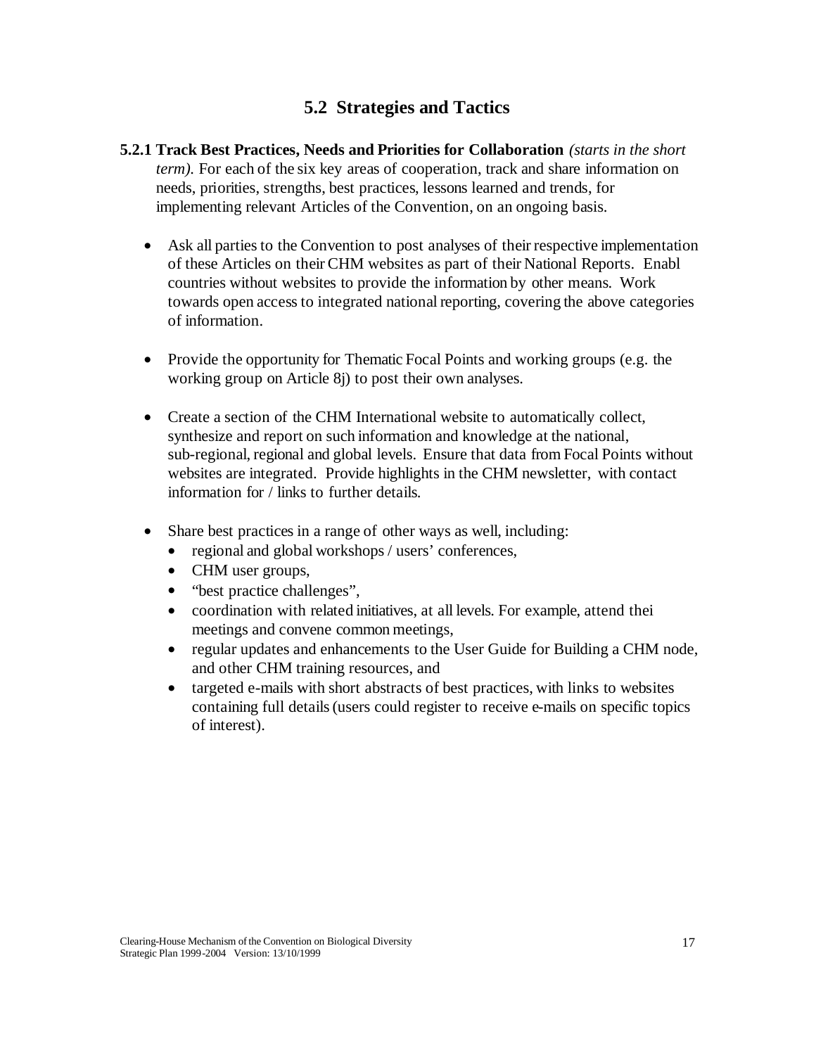## 5.2 Strategies and Tactics

**5.2.1 Track Best Practices, Needs and Priorities for Collaboration** *(starts in the short term).* For each of the six key areas of cooperation, track and share information on needs, priorities, strengths, best practices, lessons learned and trends, for implementing relevant Articles of the Convention, on an ongoing basis.

- Ask all parties to the Convention to post analyses of their respective implementation of these Articles on their CHM websites as part of their National Reports. Enabl countries without websites to provide the information by other means. Work towards open access to integrated national reporting, covering the above categories of information.

- Provide the opportunity for Thematic Focal Points and working groups (e.g. the working group on Article 8j) to post their own analyses.

- Create a section of the CHM International website to automatically collect, synthesize and report on such information and knowledge at the national, sub-regional, regional and global levels. Ensure that data from Focal Points without websites are integrated. Provide highlights in the CHM newsletter, with contact information for / links to further details.

- Share best practices in a range of other ways as well, including:
  - regional and global workshops / users' conferences,
  - CHM user groups,
  - "best practice challenges",
  - coordination with related initiatives, at all levels. For example, attend thei meetings and convene common meetings,
  - regular updates and enhancements to the User Guide for Building a CHM node, and other CHM training resources, and
  - targeted e-mails with short abstracts of best practices, with links to websites containing full details (users could register to receive e-mails on specific topics of interest).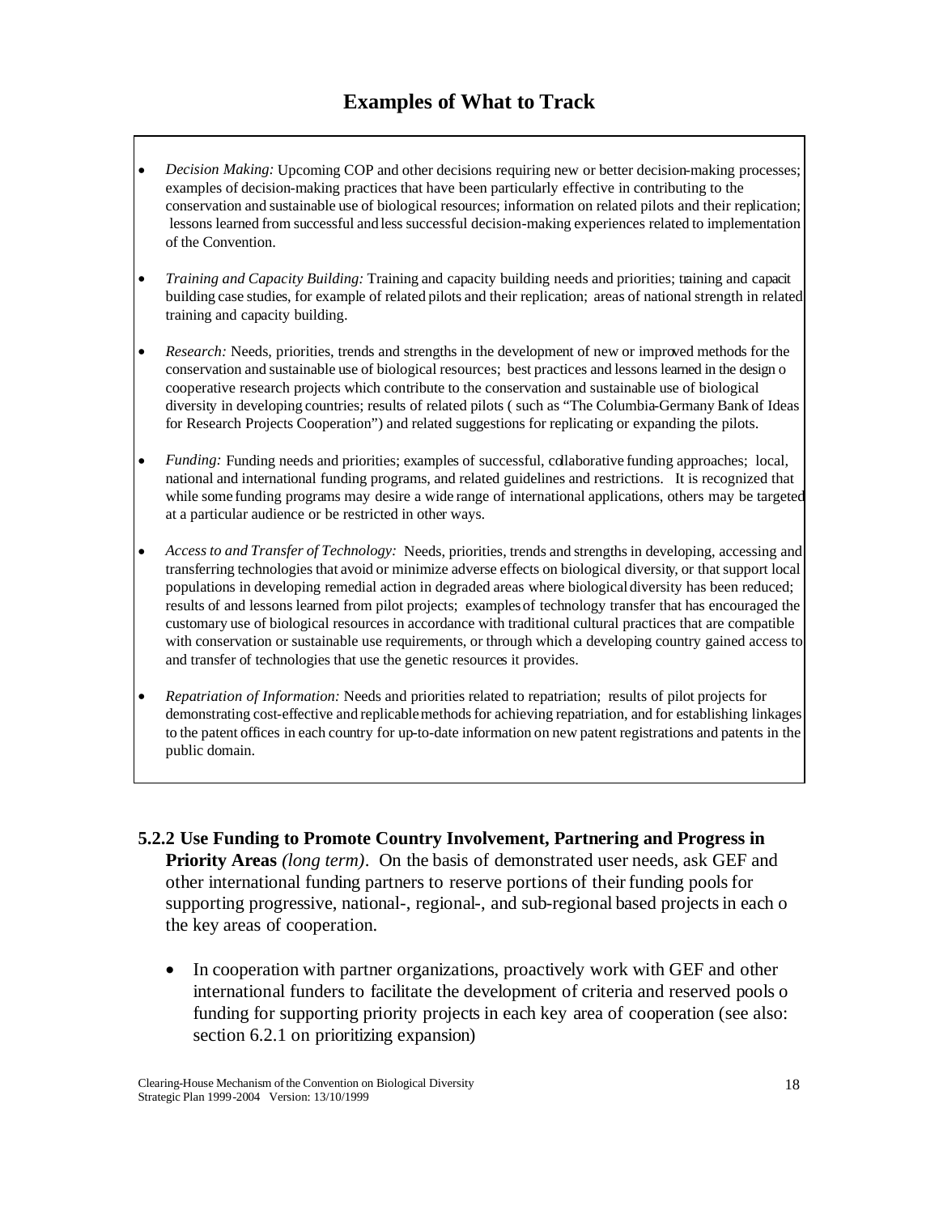## Examples of What to Track

- *Decision Making:* Upcoming COP and other decisions requiring new or better decision-making processes; examples of decision-making practices that have been particularly effective in contributing to the conservation and sustainable use of biological resources; information on related pilots and their replication; lessons learned from successful and less successful decision-making experiences related to implementation of the Convention.

- *Training and Capacity Building:* Training and capacity building needs and priorities; training and capacit building case studies, for example of related pilots and their replication; areas of national strength in related training and capacity building.

- *Research:* Needs, priorities, trends and strengths in the development of new or improved methods for the conservation and sustainable use of biological resources; best practices and lessons learned in the design o cooperative research projects which contribute to the conservation and sustainable use of biological diversity in developing countries; results of related pilots ( such as "The Columbia-Germany Bank of Ideas for Research Projects Cooperation") and related suggestions for replicating or expanding the pilots.

- *Funding:* Funding needs and priorities; examples of successful, collaborative funding approaches; local, national and international funding programs, and related guidelines and restrictions. It is recognized that while some funding programs may desire a wide range of international applications, others may be targeted at a particular audience or be restricted in other ways.

- *Access to and Transfer of Technology:* Needs, priorities, trends and strengths in developing, accessing and transferring technologies that avoid or minimize adverse effects on biological diversity, or that support local populations in developing remedial action in degraded areas where biological diversity has been reduced; results of and lessons learned from pilot projects; examples of technology transfer that has encouraged the customary use of biological resources in accordance with traditional cultural practices that are compatible with conservation or sustainable use requirements, or through which a developing country gained access to and transfer of technologies that use the genetic resources it provides.

- *Repatriation of Information:* Needs and priorities related to repatriation; results of pilot projects for demonstrating cost-effective and replicable methods for achieving repatriation, and for establishing linkages to the patent offices in each country for up-to-date information on new patent registrations and patents in the public domain.

**5.2.2 Use Funding to Promote Country Involvement, Partnering and Progress in Priority Areas** *(long term)*. On the basis of demonstrated user needs, ask GEF and other international funding partners to reserve portions of their funding pools for supporting progressive, national-, regional-, and sub-regional based projects in each o the key areas of cooperation.

- In cooperation with partner organizations, proactively work with GEF and other international funders to facilitate the development of criteria and reserved pools o funding for supporting priority projects in each key area of cooperation (see also: section 6.2.1 on prioritizing expansion)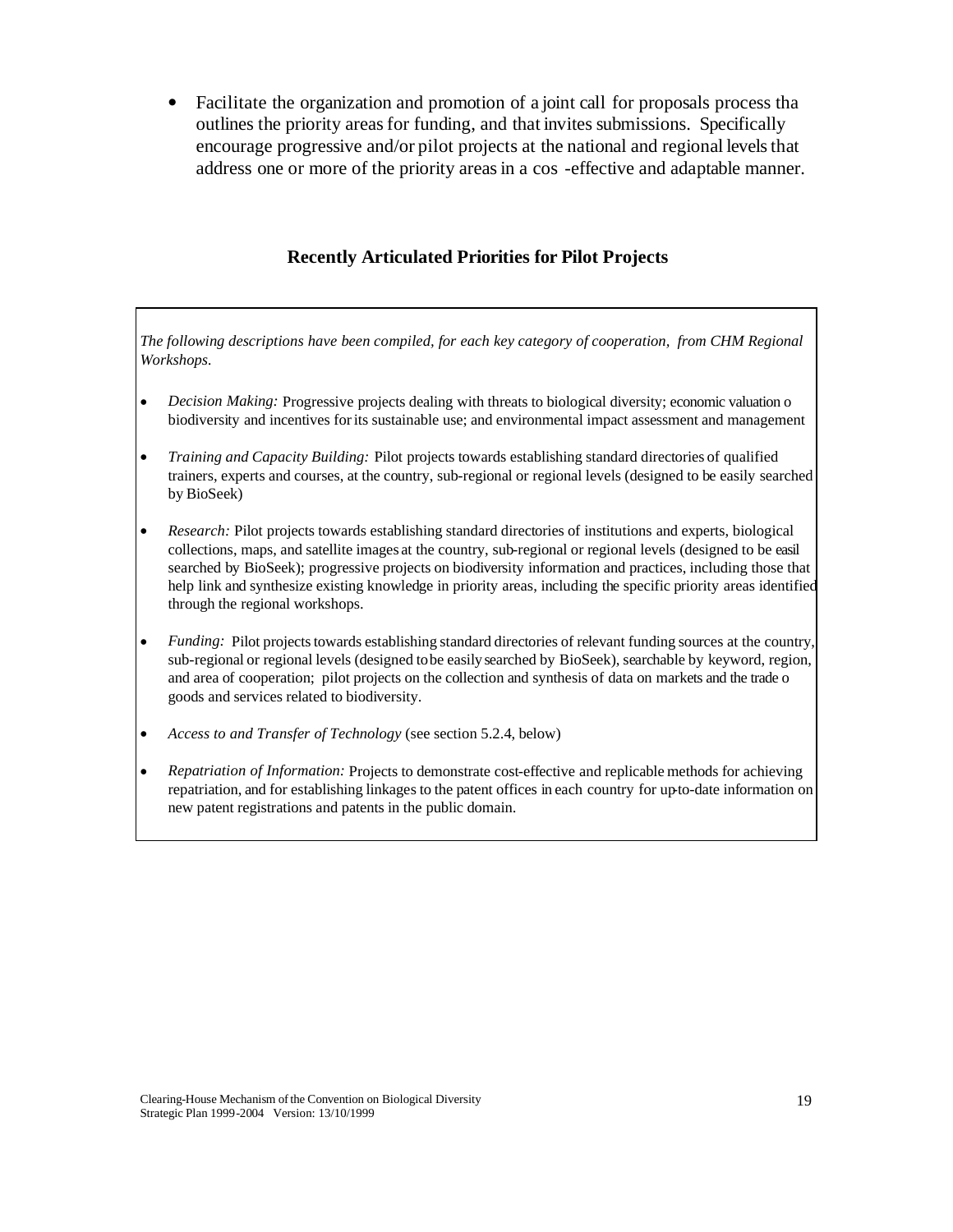- Facilitate the organization and promotion of a joint call for proposals process tha outlines the priority areas for funding, and that invites submissions. Specifically encourage progressive and/or pilot projects at the national and regional levels that address one or more of the priority areas in a cos -effective and adaptable manner.

### Recently Articulated Priorities for Pilot Projects

*The following descriptions have been compiled, for each key category of cooperation, from CHM Regional Workshops.*

- *Decision Making:* Progressive projects dealing with threats to biological diversity; economic valuation o biodiversity and incentives for its sustainable use; and environmental impact assessment and management
- *Training and Capacity Building:* Pilot projects towards establishing standard directories of qualified trainers, experts and courses, at the country, sub-regional or regional levels (designed to be easily searched by BioSeek)
- *Research:* Pilot projects towards establishing standard directories of institutions and experts, biological collections, maps, and satellite images at the country, sub-regional or regional levels (designed to be easil searched by BioSeek); progressive projects on biodiversity information and practices, including those that help link and synthesize existing knowledge in priority areas, including the specific priority areas identified through the regional workshops.
- *Funding:* Pilot projects towards establishing standard directories of relevant funding sources at the country, sub-regional or regional levels (designed to be easily searched by BioSeek), searchable by keyword, region, and area of cooperation; pilot projects on the collection and synthesis of data on markets and the trade o goods and services related to biodiversity.
- *Access to and Transfer of Technology* (see section 5.2.4, below)
- *Repatriation of Information:* Projects to demonstrate cost-effective and replicable methods for achieving repatriation, and for establishing linkages to the patent offices in each country for up-to-date information on new patent registrations and patents in the public domain.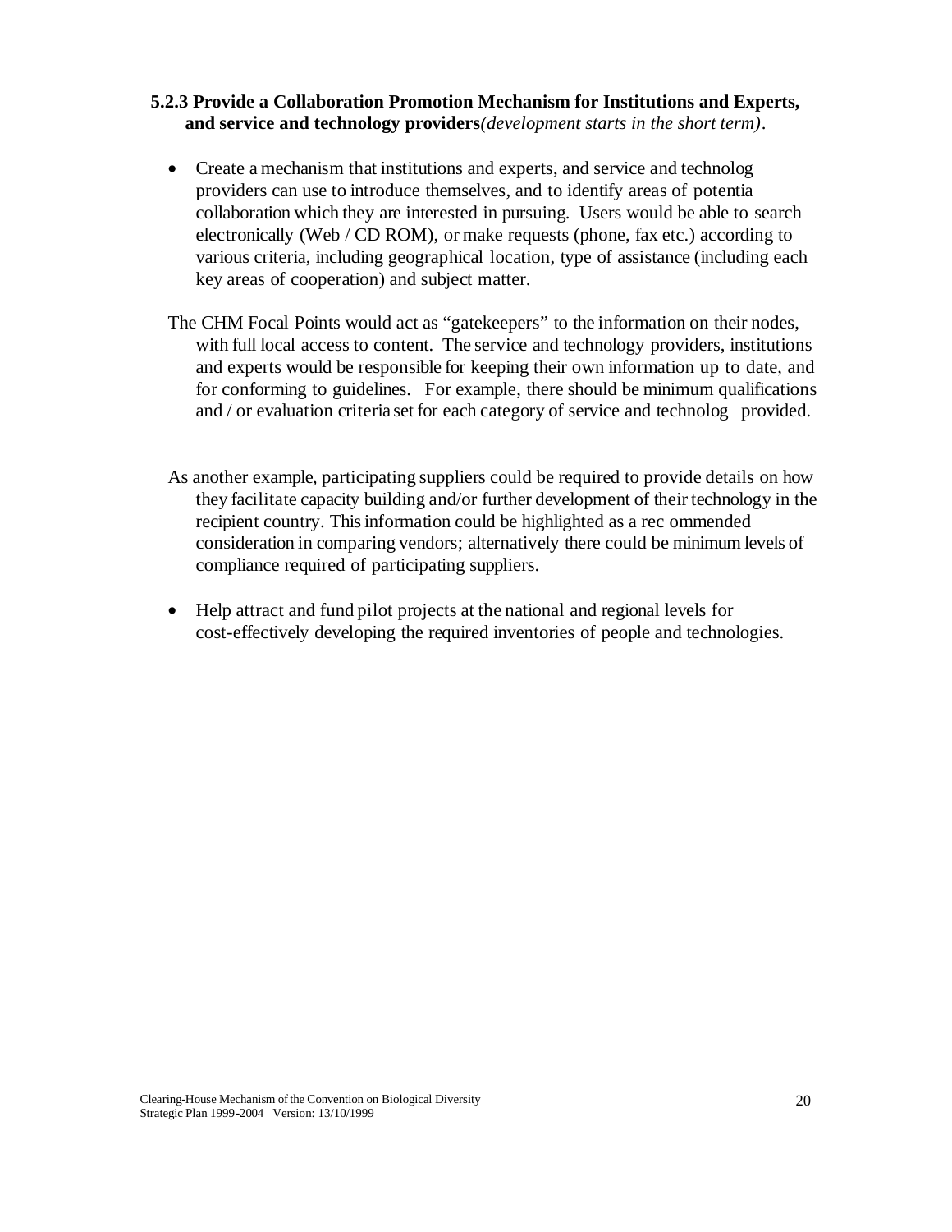### 5.2.3 Provide a Collaboration Promotion Mechanism for Institutions and Experts, and service and technology providers *(development starts in the short term)*.

- Create a mechanism that institutions and experts, and service and technolog providers can use to introduce themselves, and to identify areas of potentia collaboration which they are interested in pursuing. Users would be able to search electronically (Web / CD ROM), or make requests (phone, fax etc.) according to various criteria, including geographical location, type of assistance (including each key areas of cooperation) and subject matter.

The CHM Focal Points would act as "gatekeepers" to the information on their nodes, with full local access to content. The service and technology providers, institutions and experts would be responsible for keeping their own information up to date, and for conforming to guidelines. For example, there should be minimum qualifications and / or evaluation criteria set for each category of service and technolog provided.

As another example, participating suppliers could be required to provide details on how they facilitate capacity building and/or further development of their technology in the recipient country. This information could be highlighted as a rec ommended consideration in comparing vendors; alternatively there could be minimum levels of compliance required of participating suppliers.

- Help attract and fund pilot projects at the national and regional levels for cost-effectively developing the required inventories of people and technologies.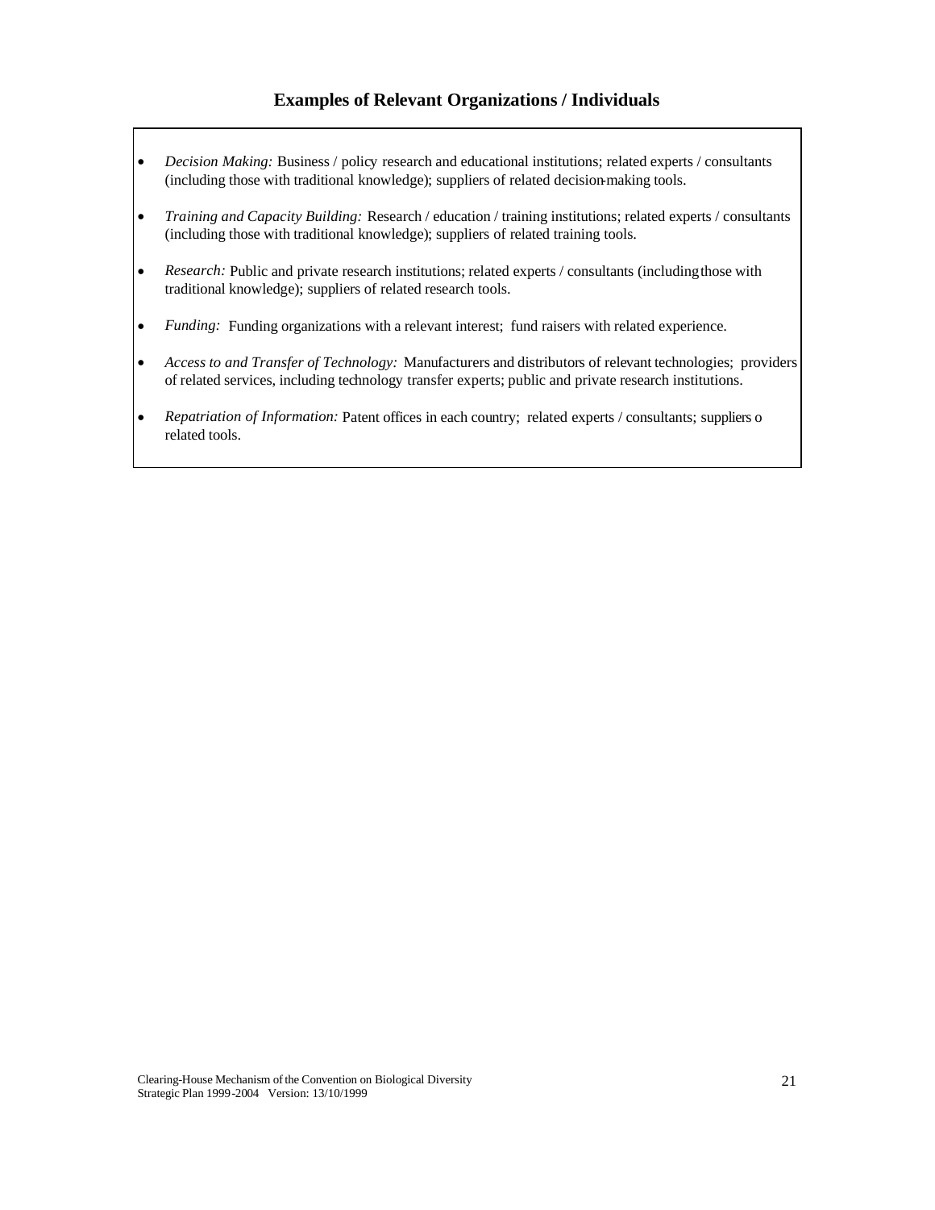### Examples of Relevant Organizations / Individuals

- *Decision Making:* Business / policy research and educational institutions; related experts / consultants (including those with traditional knowledge); suppliers of related decision-making tools.
- *Training and Capacity Building:* Research / education / training institutions; related experts / consultants (including those with traditional knowledge); suppliers of related training tools.
- *Research:* Public and private research institutions; related experts / consultants (including those with traditional knowledge); suppliers of related research tools.
- *Funding:* Funding organizations with a relevant interest; fund raisers with related experience.
- *Access to and Transfer of Technology:* Manufacturers and distributors of relevant technologies; providers of related services, including technology transfer experts; public and private research institutions.
- *Repatriation of Information:* Patent offices in each country; related experts / consultants; suppliers o related tools.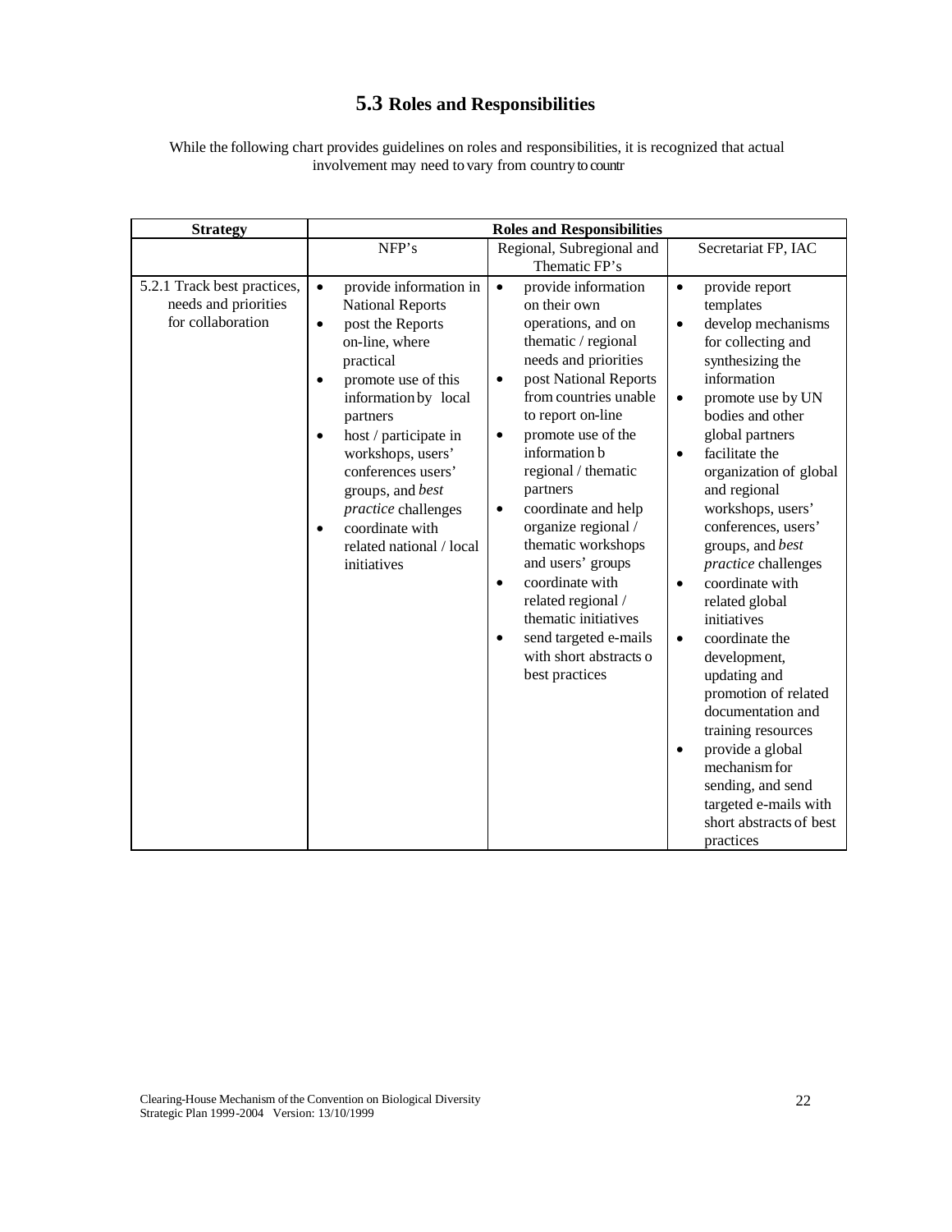## 5.3 Roles and Responsibilities

While the following chart provides guidelines on roles and responsibilities, it is recognized that actual involvement may need to vary from country to countr

| Strategy | Roles and Responsibilities | | |
|---|---|---|---|
| | NFP's | Regional, Subregional and Thematic FP's | Secretariat FP, IAC |
| 5.2.1 Track best practices, needs and priorities for collaboration | • provide information in National Reports<br>• post the Reports on-line, where practical<br>• promote use of this information by local partners<br>• host / participate in workshops, users' conferences users' groups, and *best practice* challenges<br>• coordinate with related national / local initiatives | • provide information on their own operations, and on thematic / regional needs and priorities<br>• post National Reports from countries unable to report on-line<br>• promote use of the information b regional / thematic partners<br>• coordinate and help organize regional / thematic workshops and users' groups<br>• coordinate with related regional / thematic initiatives<br>• send targeted e-mails with short abstracts o best practices | • provide report templates<br>• develop mechanisms for collecting and synthesizing the information<br>• promote use by UN bodies and other global partners<br>• facilitate the organization of global and regional workshops, users' conferences, users' groups, and *best practice* challenges<br>• coordinate with related global initiatives<br>• coordinate the development, updating and promotion of related documentation and training resources<br>• provide a global mechanism for sending, and send targeted e-mails with short abstracts of best practices |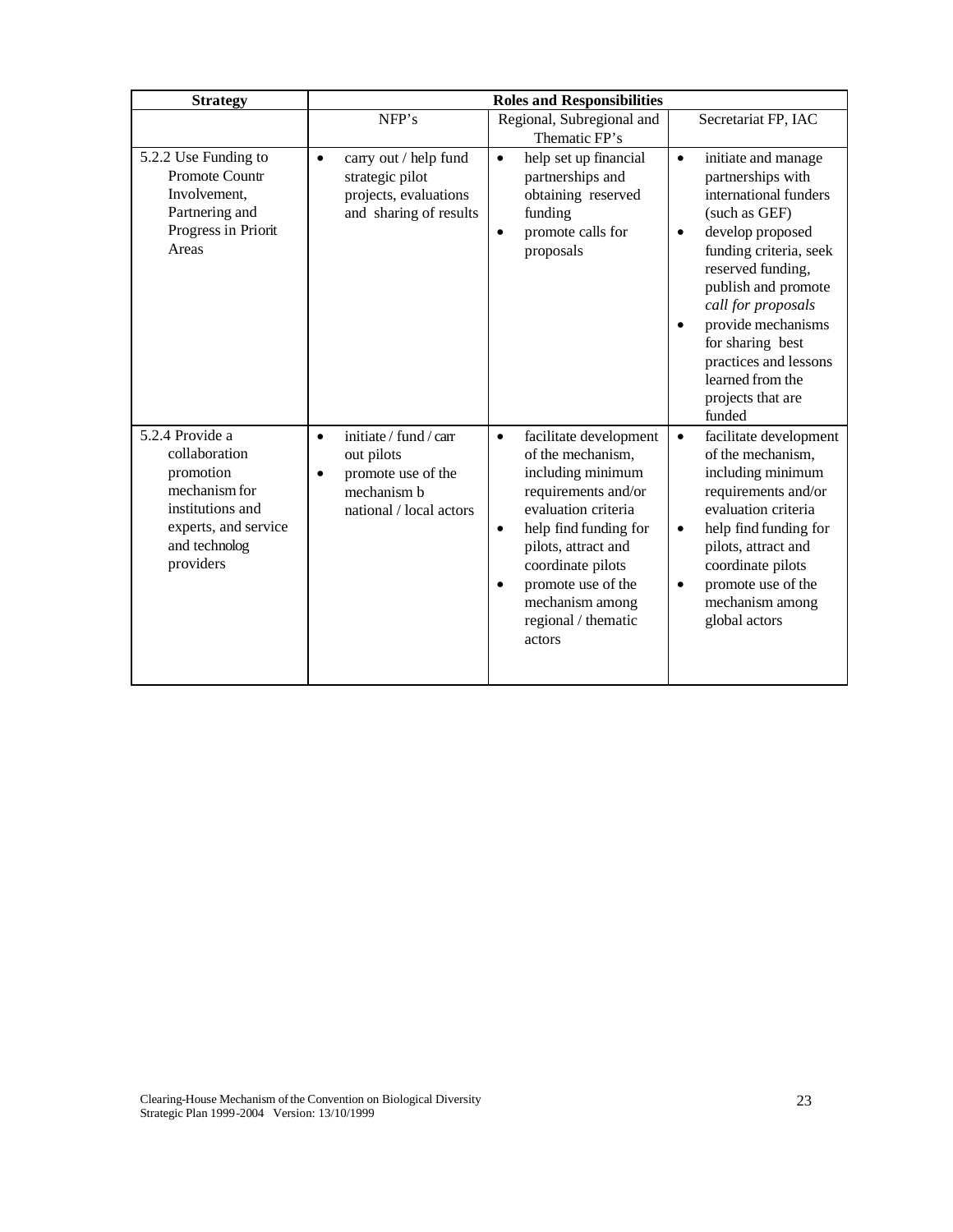| Strategy | Roles and Responsibilities | | |
|---|---|---|---|
| | NFP's | Regional, Subregional and Thematic FP's | Secretariat FP, IAC |
| 5.2.2 Use Funding to Promote Countr Involvement, Partnering and Progress in Priorit Areas | • carry out / help fund strategic pilot projects, evaluations and sharing of results | • help set up financial partnerships and obtaining reserved funding<br>• promote calls for proposals | • initiate and manage partnerships with international funders (such as GEF)<br>• develop proposed funding criteria, seek reserved funding, publish and promote *call for proposals*<br>• provide mechanisms for sharing best practices and lessons learned from the projects that are funded |
| 5.2.4 Provide a collaboration promotion mechanism for institutions and experts, and service and technolog providers | • initiate / fund / carr out pilots<br>• promote use of the mechanism b national / local actors | • facilitate development of the mechanism, including minimum requirements and/or evaluation criteria<br>• help find funding for pilots, attract and coordinate pilots<br>• promote use of the mechanism among regional / thematic actors | • facilitate development of the mechanism, including minimum requirements and/or evaluation criteria<br>• help find funding for pilots, attract and coordinate pilots<br>• promote use of the mechanism among global actors |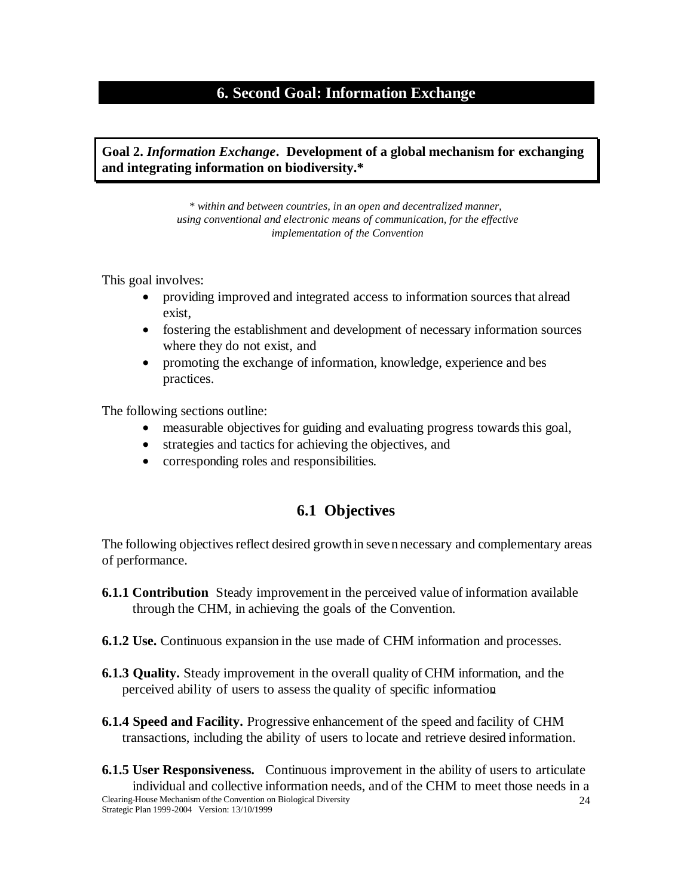## 6. Second Goal: Information Exchange

**Goal 2. *Information Exchange*. Development of a global mechanism for exchanging and integrating information on biodiversity.***

*\* within and between countries, in an open and decentralized manner, using conventional and electronic means of communication, for the effective implementation of the Convention*

This goal involves:

- providing improved and integrated access to information sources that alread exist,
- fostering the establishment and development of necessary information sources where they do not exist, and
- promoting the exchange of information, knowledge, experience and bes practices.

The following sections outline:

- measurable objectives for guiding and evaluating progress towards this goal,
- strategies and tactics for achieving the objectives, and
- corresponding roles and responsibilities.

### 6.1 Objectives

The following objectives reflect desired growth in seven necessary and complementary areas of performance.

**6.1.1 Contribution** Steady improvement in the perceived value of information available through the CHM, in achieving the goals of the Convention.

**6.1.2 Use.** Continuous expansion in the use made of CHM information and processes.

**6.1.3 Quality.** Steady improvement in the overall quality of CHM information, and the perceived ability of users to assess the quality of specific information.

**6.1.4 Speed and Facility.** Progressive enhancement of the speed and facility of CHM transactions, including the ability of users to locate and retrieve desired information.

**6.1.5 User Responsiveness.** Continuous improvement in the ability of users to articulate individual and collective information needs, and of the CHM to meet those needs in a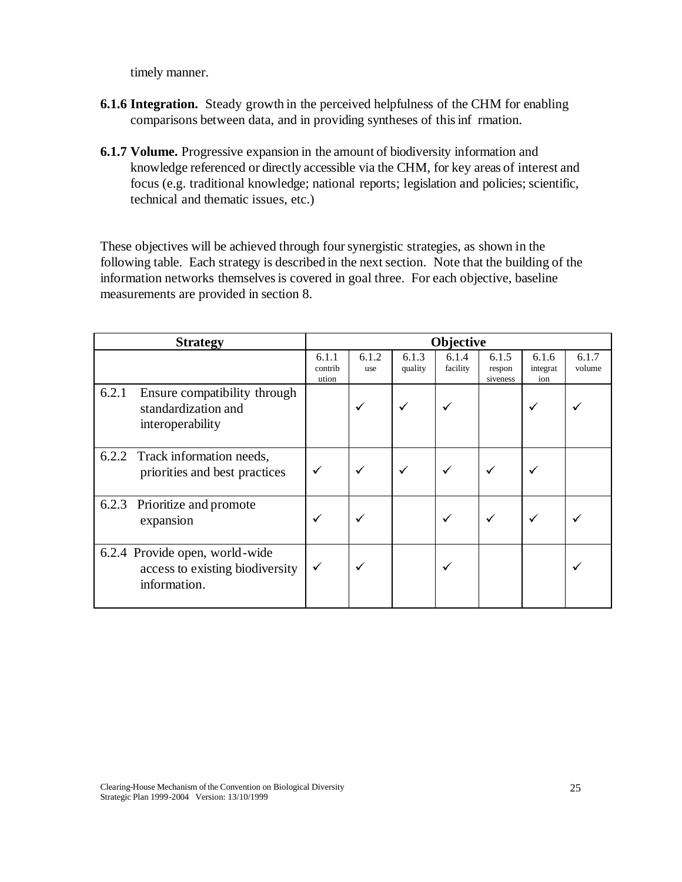timely manner.

**6.1.6 Integration.** Steady growth in the perceived helpfulness of the CHM for enabling comparisons between data, and in providing syntheses of this inf rmation.

**6.1.7 Volume.** Progressive expansion in the amount of biodiversity information and knowledge referenced or directly accessible via the CHM, for key areas of interest and focus (e.g. traditional knowledge; national reports; legislation and policies; scientific, technical and thematic issues, etc.)

These objectives will be achieved through four synergistic strategies, as shown in the following table. Each strategy is described in the next section. Note that the building of the information networks themselves is covered in goal three. For each objective, baseline measurements are provided in section 8.

| Strategy | Objective | | | | | | |
|---|---|---|---|---|---|---|---|
| | 6.1.1 contribution | 6.1.2 use | 6.1.3 quality | 6.1.4 facility | 6.1.5 responsiveness | 6.1.6 integration | 6.1.7 volume |
| 6.2.1 Ensure compatibility through standardization and interoperability | | ✓ | ✓ | ✓ | | ✓ | ✓ |
| 6.2.2 Track information needs, priorities and best practices | ✓ | ✓ | ✓ | ✓ | ✓ | ✓ | |
| 6.2.3 Prioritize and promote expansion | ✓ | ✓ | | ✓ | ✓ | ✓ | ✓ |
| 6.2.4 Provide open, world-wide access to existing biodiversity information. | ✓ | ✓ | | ✓ | | | ✓ |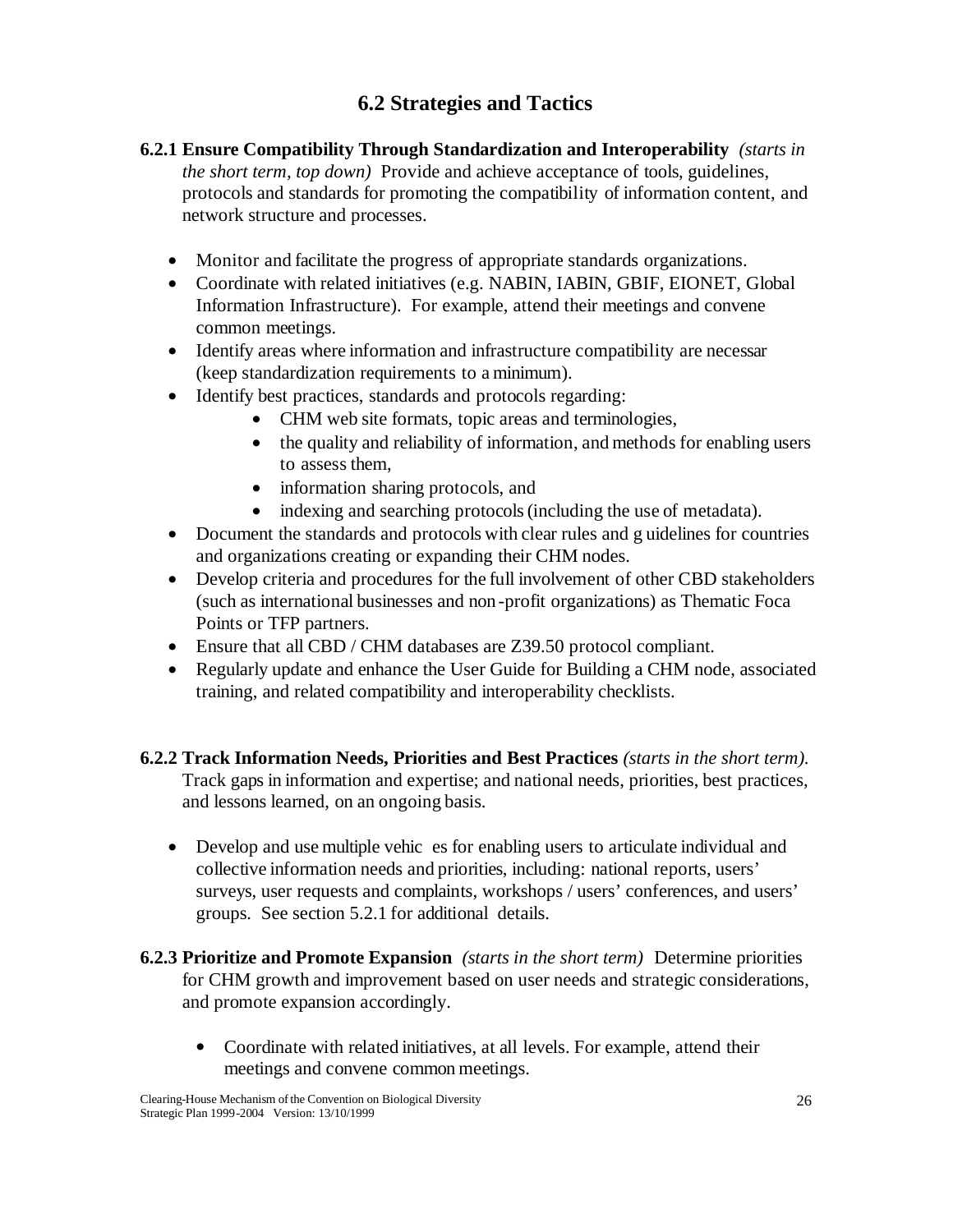## 6.2 Strategies and Tactics

**6.2.1 Ensure Compatibility Through Standardization and Interoperability** *(starts in the short term, top down)* Provide and achieve acceptance of tools, guidelines, protocols and standards for promoting the compatibility of information content, and network structure and processes.

- Monitor and facilitate the progress of appropriate standards organizations.
- Coordinate with related initiatives (e.g. NABIN, IABIN, GBIF, EIONET, Global Information Infrastructure). For example, attend their meetings and convene common meetings.
- Identify areas where information and infrastructure compatibility are necessar (keep standardization requirements to a minimum).
- Identify best practices, standards and protocols regarding:
    - CHM web site formats, topic areas and terminologies,
    - the quality and reliability of information, and methods for enabling users to assess them,
    - information sharing protocols, and
    - indexing and searching protocols (including the use of metadata).
- Document the standards and protocols with clear rules and g uidelines for countries and organizations creating or expanding their CHM nodes.
- Develop criteria and procedures for the full involvement of other CBD stakeholders (such as international businesses and non-profit organizations) as Thematic Foca Points or TFP partners.
- Ensure that all CBD / CHM databases are Z39.50 protocol compliant.
- Regularly update and enhance the User Guide for Building a CHM node, associated training, and related compatibility and interoperability checklists.

**6.2.2 Track Information Needs, Priorities and Best Practices** *(starts in the short term).* Track gaps in information and expertise; and national needs, priorities, best practices, and lessons learned, on an ongoing basis.

- Develop and use multiple vehic es for enabling users to articulate individual and collective information needs and priorities, including: national reports, users' surveys, user requests and complaints, workshops / users' conferences, and users' groups. See section 5.2.1 for additional details.

**6.2.3 Prioritize and Promote Expansion** *(starts in the short term)* Determine priorities for CHM growth and improvement based on user needs and strategic considerations, and promote expansion accordingly.

- Coordinate with related initiatives, at all levels. For example, attend their meetings and convene common meetings.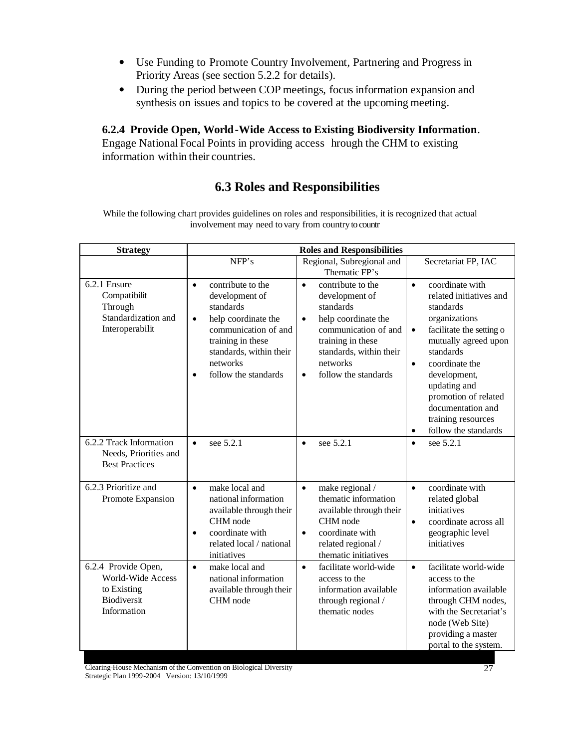- Use Funding to Promote Country Involvement, Partnering and Progress in Priority Areas (see section 5.2.2 for details).
- During the period between COP meetings, focus information expansion and synthesis on issues and topics to be covered at the upcoming meeting.

**6.2.4 Provide Open, World-Wide Access to Existing Biodiversity Information**. Engage National Focal Points in providing access hrough the CHM to existing information within their countries.

## 6.3 Roles and Responsibilities

While the following chart provides guidelines on roles and responsibilities, it is recognized that actual involvement may need to vary from country to countr

| Strategy | Roles and Responsibilities | | |
|---|---|---|---|
| | NFP's | Regional, Subregional and Thematic FP's | Secretariat FP, IAC |
| 6.2.1 Ensure Compatibilit Through Standardization and Interoperabilit | • contribute to the development of standards<br>• help coordinate the communication of and training in these standards, within their networks<br>• follow the standards | • contribute to the development of standards<br>• help coordinate the communication of and training in these standards, within their networks<br>• follow the standards | • coordinate with related initiatives and standards organizations<br>• facilitate the setting o mutually agreed upon standards<br>• coordinate the development, updating and promotion of related documentation and training resources<br>• follow the standards |
| 6.2.2 Track Information Needs, Priorities and Best Practices | • see 5.2.1 | • see 5.2.1 | • see 5.2.1 |
| 6.2.3 Prioritize and Promote Expansion | • make local and national information available through their CHM node<br>• coordinate with related local / national initiatives | • make regional / thematic information available through their CHM node<br>• coordinate with related regional / thematic initiatives | • coordinate with related global initiatives<br>• coordinate across all geographic level initiatives |
| 6.2.4 Provide Open, World-Wide Access to Existing Biodiversit Information | • make local and national information available through their CHM node | • facilitate world-wide access to the information available through regional / thematic nodes | • facilitate world-wide access to the information available through CHM nodes, with the Secretariat's node (Web Site) providing a master portal to the system. |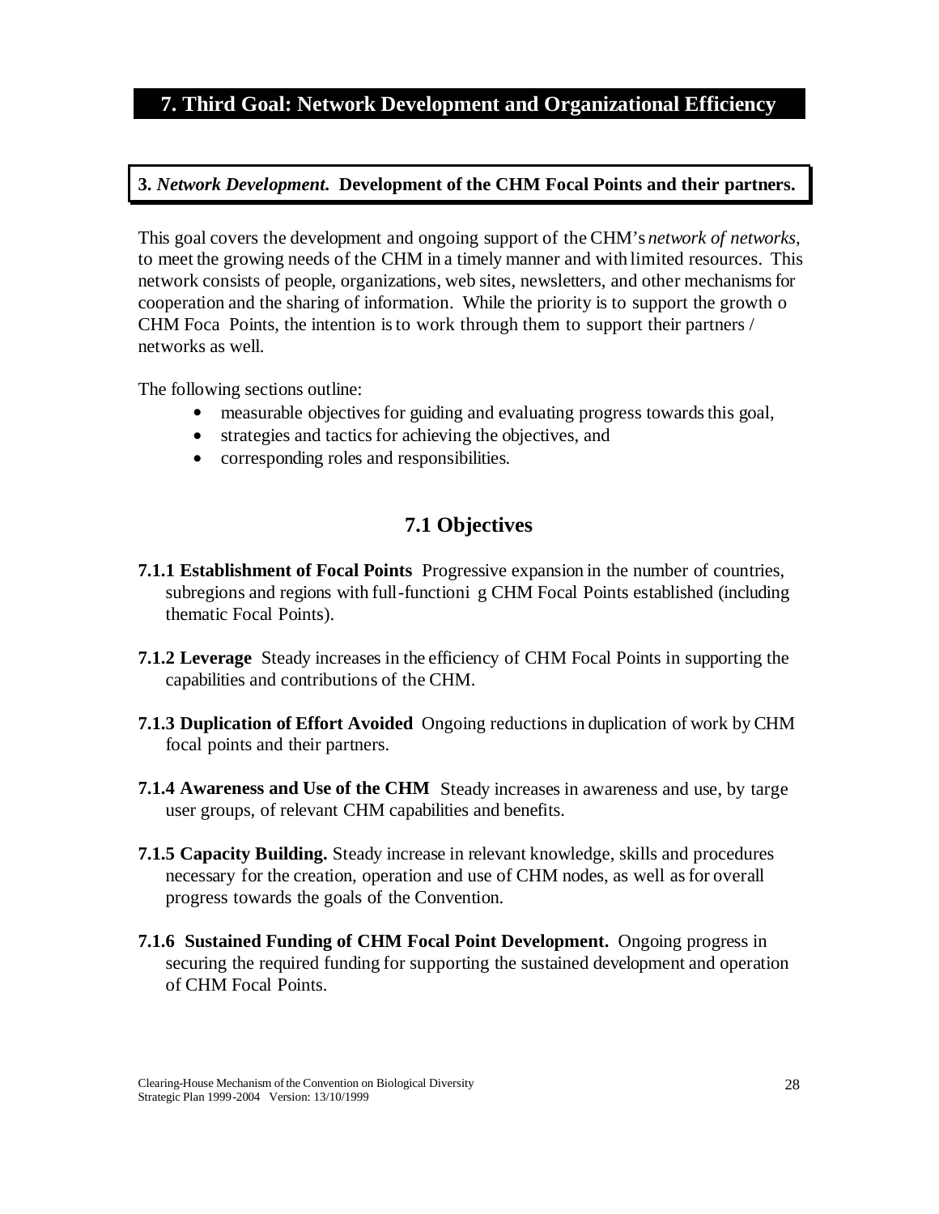# 7. Third Goal: Network Development and Organizational Efficiency

**3.** ***Network Development.*** **Development of the CHM Focal Points and their partners.**

This goal covers the development and ongoing support of the CHM's *network of networks*, to meet the growing needs of the CHM in a timely manner and with limited resources. This network consists of people, organizations, web sites, newsletters, and other mechanisms for cooperation and the sharing of information. While the priority is to support the growth o CHM Foca Points, the intention is to work through them to support their partners / networks as well.

The following sections outline:

- measurable objectives for guiding and evaluating progress towards this goal,
- strategies and tactics for achieving the objectives, and
- corresponding roles and responsibilities.

## 7.1 Objectives

**7.1.1 Establishment of Focal Points** Progressive expansion in the number of countries, subregions and regions with full-functioni g CHM Focal Points established (including thematic Focal Points).

**7.1.2 Leverage** Steady increases in the efficiency of CHM Focal Points in supporting the capabilities and contributions of the CHM.

**7.1.3 Duplication of Effort Avoided** Ongoing reductions in duplication of work by CHM focal points and their partners.

**7.1.4 Awareness and Use of the CHM** Steady increases in awareness and use, by targe user groups, of relevant CHM capabilities and benefits.

**7.1.5 Capacity Building.** Steady increase in relevant knowledge, skills and procedures necessary for the creation, operation and use of CHM nodes, as well as for overall progress towards the goals of the Convention.

**7.1.6 Sustained Funding of CHM Focal Point Development.** Ongoing progress in securing the required funding for supporting the sustained development and operation of CHM Focal Points.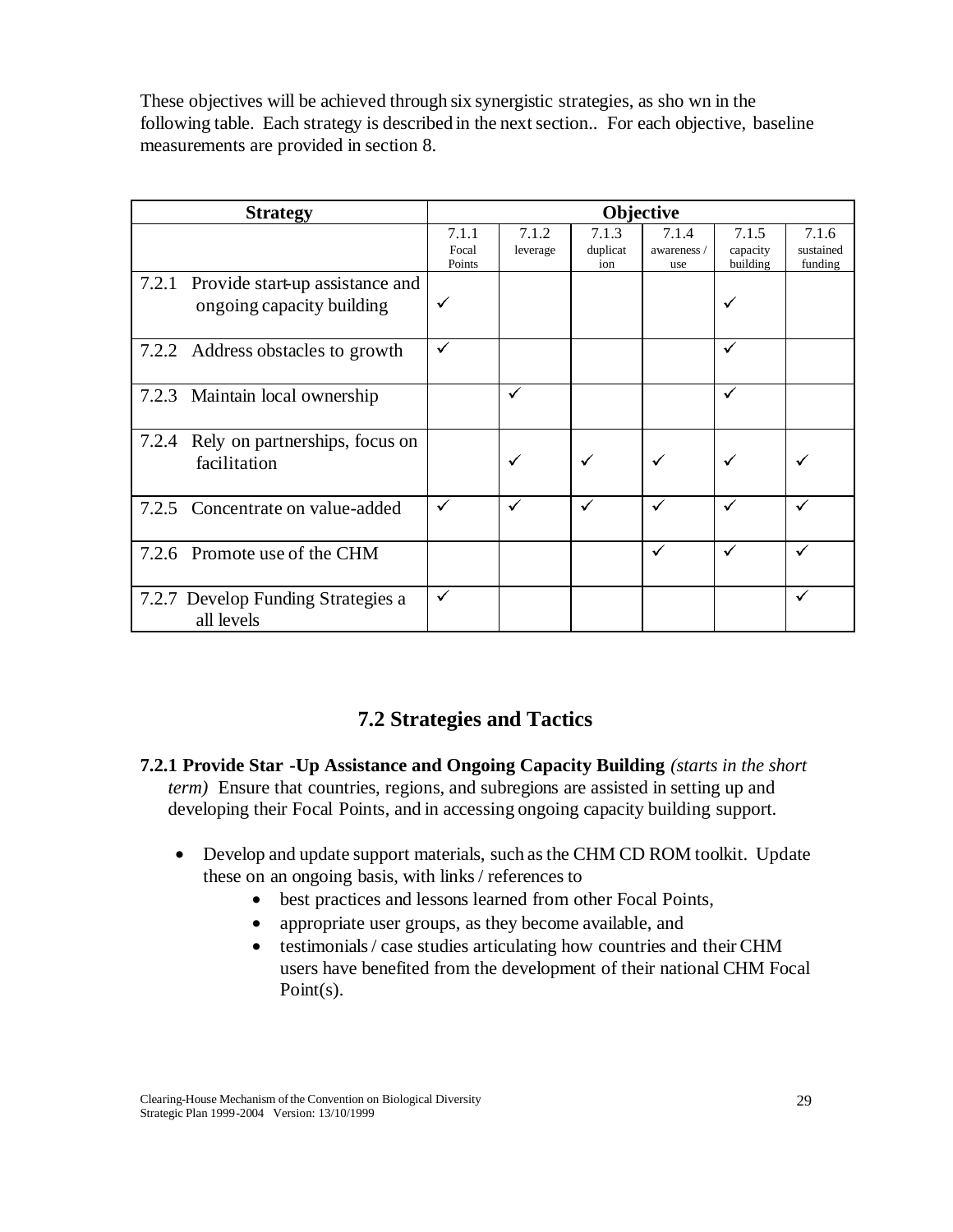These objectives will be achieved through six synergistic strategies, as sho wn in the following table. Each strategy is described in the next section.. For each objective, baseline measurements are provided in section 8.

| Strategy | Objective | | | | | |
|---|---|---|---|---|---|---|
| | 7.1.1 Focal Points | 7.1.2 leverage | 7.1.3 duplication | 7.1.4 awareness / use | 7.1.5 capacity building | 7.1.6 sustained funding |
| 7.2.1 Provide start-up assistance and ongoing capacity building | ✓ | | | | ✓ | |
| 7.2.2 Address obstacles to growth | ✓ | | | | ✓ | |
| 7.2.3 Maintain local ownership | | ✓ | | | ✓ | |
| 7.2.4 Rely on partnerships, focus on facilitation | | ✓ | ✓ | ✓ | ✓ | ✓ |
| 7.2.5 Concentrate on value-added | ✓ | ✓ | ✓ | ✓ | ✓ | ✓ |
| 7.2.6 Promote use of the CHM | | | | ✓ | ✓ | ✓ |
| 7.2.7 Develop Funding Strategies a all levels | ✓ | | | | | ✓ |

## 7.2 Strategies and Tactics

**7.2.1 Provide Star -Up Assistance and Ongoing Capacity Building** *(starts in the short term)* Ensure that countries, regions, and subregions are assisted in setting up and developing their Focal Points, and in accessing ongoing capacity building support.

- Develop and update support materials, such as the CHM CD ROM toolkit. Update these on an ongoing basis, with links / references to
  - best practices and lessons learned from other Focal Points,
  - appropriate user groups, as they become available, and
  - testimonials / case studies articulating how countries and their CHM users have benefited from the development of their national CHM Focal Point(s).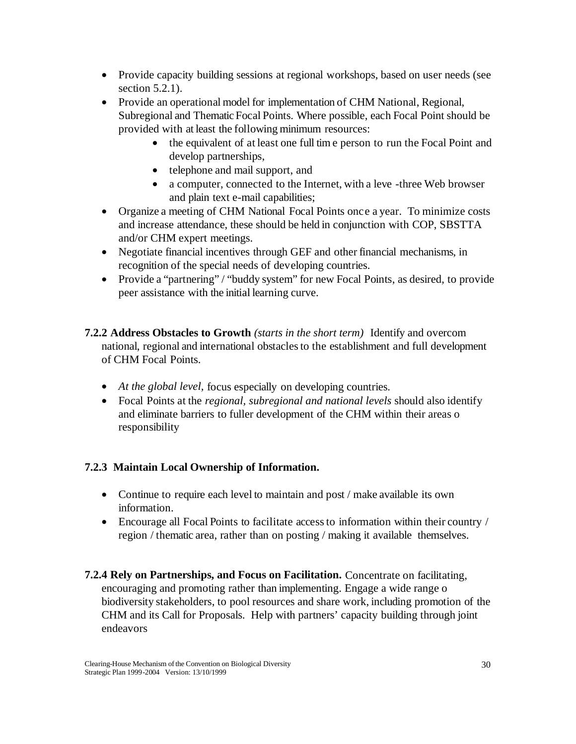- Provide capacity building sessions at regional workshops, based on user needs (see section 5.2.1).
- Provide an operational model for implementation of CHM National, Regional, Subregional and Thematic Focal Points. Where possible, each Focal Point should be provided with at least the following minimum resources:
    - the equivalent of at least one full tim e person to run the Focal Point and develop partnerships,
    - telephone and mail support, and
    - a computer, connected to the Internet, with a leve -three Web browser and plain text e-mail capabilities;
- Organize a meeting of CHM National Focal Points once a year. To minimize costs and increase attendance, these should be held in conjunction with COP, SBSTTA and/or CHM expert meetings.
- Negotiate financial incentives through GEF and other financial mechanisms, in recognition of the special needs of developing countries.
- Provide a "partnering" / "buddy system" for new Focal Points, as desired, to provide peer assistance with the initial learning curve.

**7.2.2 Address Obstacles to Growth** *(starts in the short term)* Identify and overcom national, regional and international obstacles to the establishment and full development of CHM Focal Points.

- *At the global level,* focus especially on developing countries.
- Focal Points at the *regional, subregional and national levels* should also identify and eliminate barriers to fuller development of the CHM within their areas o responsibility

**7.2.3 Maintain Local Ownership of Information.**

- Continue to require each level to maintain and post / make available its own information.
- Encourage all Focal Points to facilitate access to information within their country / region / thematic area, rather than on posting / making it available themselves.

**7.2.4 Rely on Partnerships, and Focus on Facilitation.** Concentrate on facilitating, encouraging and promoting rather than implementing. Engage a wide range o biodiversity stakeholders, to pool resources and share work, including promotion of the CHM and its Call for Proposals. Help with partners' capacity building through joint endeavors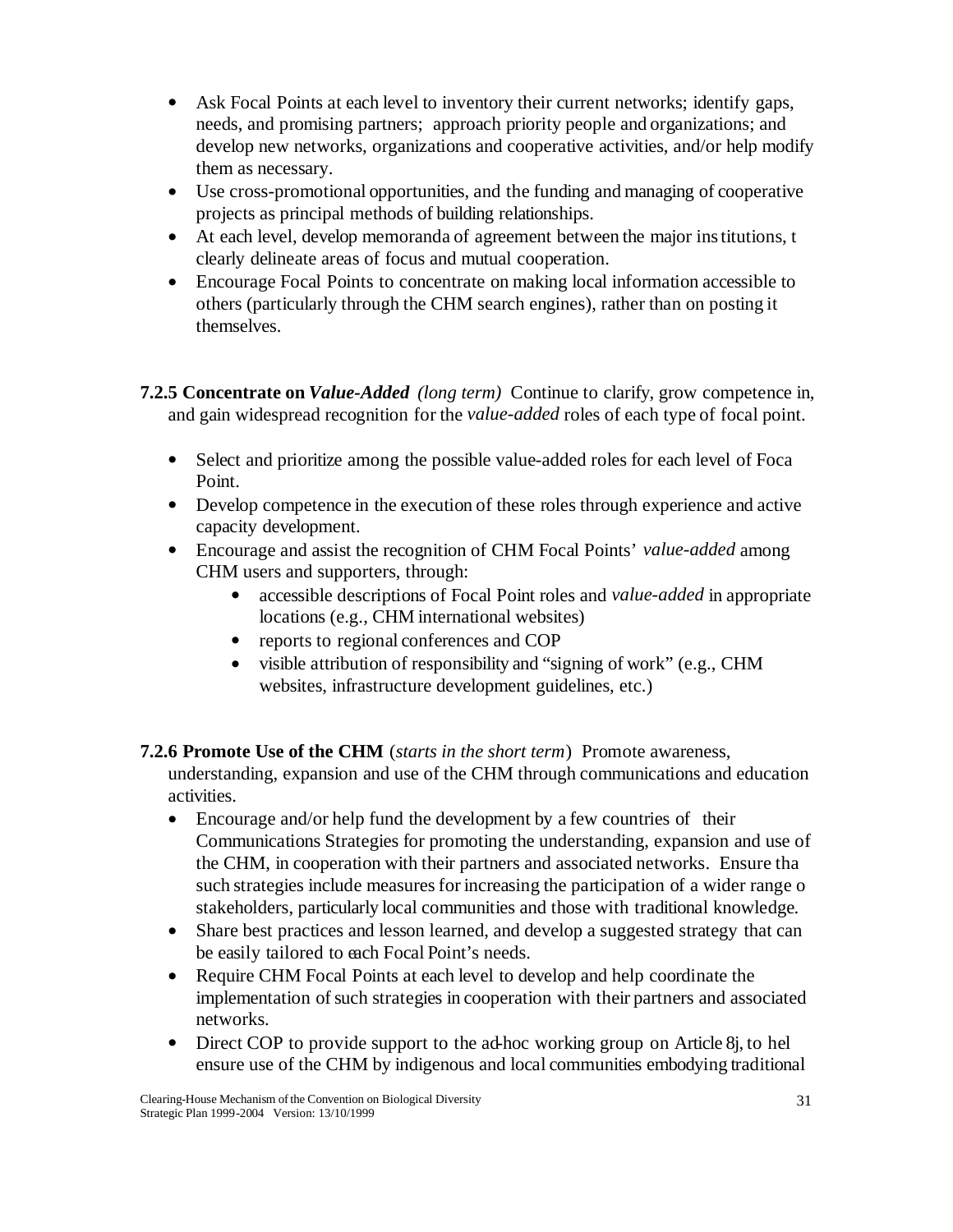- Ask Focal Points at each level to inventory their current networks; identify gaps, needs, and promising partners; approach priority people and organizations; and develop new networks, organizations and cooperative activities, and/or help modify them as necessary.
- Use cross-promotional opportunities, and the funding and managing of cooperative projects as principal methods of building relationships.
- At each level, develop memoranda of agreement between the major institutions, t clearly delineate areas of focus and mutual cooperation.
- Encourage Focal Points to concentrate on making local information accessible to others (particularly through the CHM search engines), rather than on posting it themselves.

**7.2.5 Concentrate on *Value-Added*** *(long term)* Continue to clarify, grow competence in, and gain widespread recognition for the *value-added* roles of each type of focal point.

- Select and prioritize among the possible value-added roles for each level of Foca Point.
- Develop competence in the execution of these roles through experience and active capacity development.
- Encourage and assist the recognition of CHM Focal Points' *value-added* among CHM users and supporters, through:
  - accessible descriptions of Focal Point roles and *value-added* in appropriate locations (e.g., CHM international websites)
  - reports to regional conferences and COP
  - visible attribution of responsibility and "signing of work" (e.g., CHM websites, infrastructure development guidelines, etc.)

**7.2.6 Promote Use of the CHM** (*starts in the short term*) Promote awareness, understanding, expansion and use of the CHM through communications and education activities.

- Encourage and/or help fund the development by a few countries of their Communications Strategies for promoting the understanding, expansion and use of the CHM, in cooperation with their partners and associated networks. Ensure tha such strategies include measures for increasing the participation of a wider range o stakeholders, particularly local communities and those with traditional knowledge.
- Share best practices and lesson learned, and develop a suggested strategy that can be easily tailored to each Focal Point's needs.
- Require CHM Focal Points at each level to develop and help coordinate the implementation of such strategies in cooperation with their partners and associated networks.
- Direct COP to provide support to the ad-hoc working group on Article 8j, to hel ensure use of the CHM by indigenous and local communities embodying traditional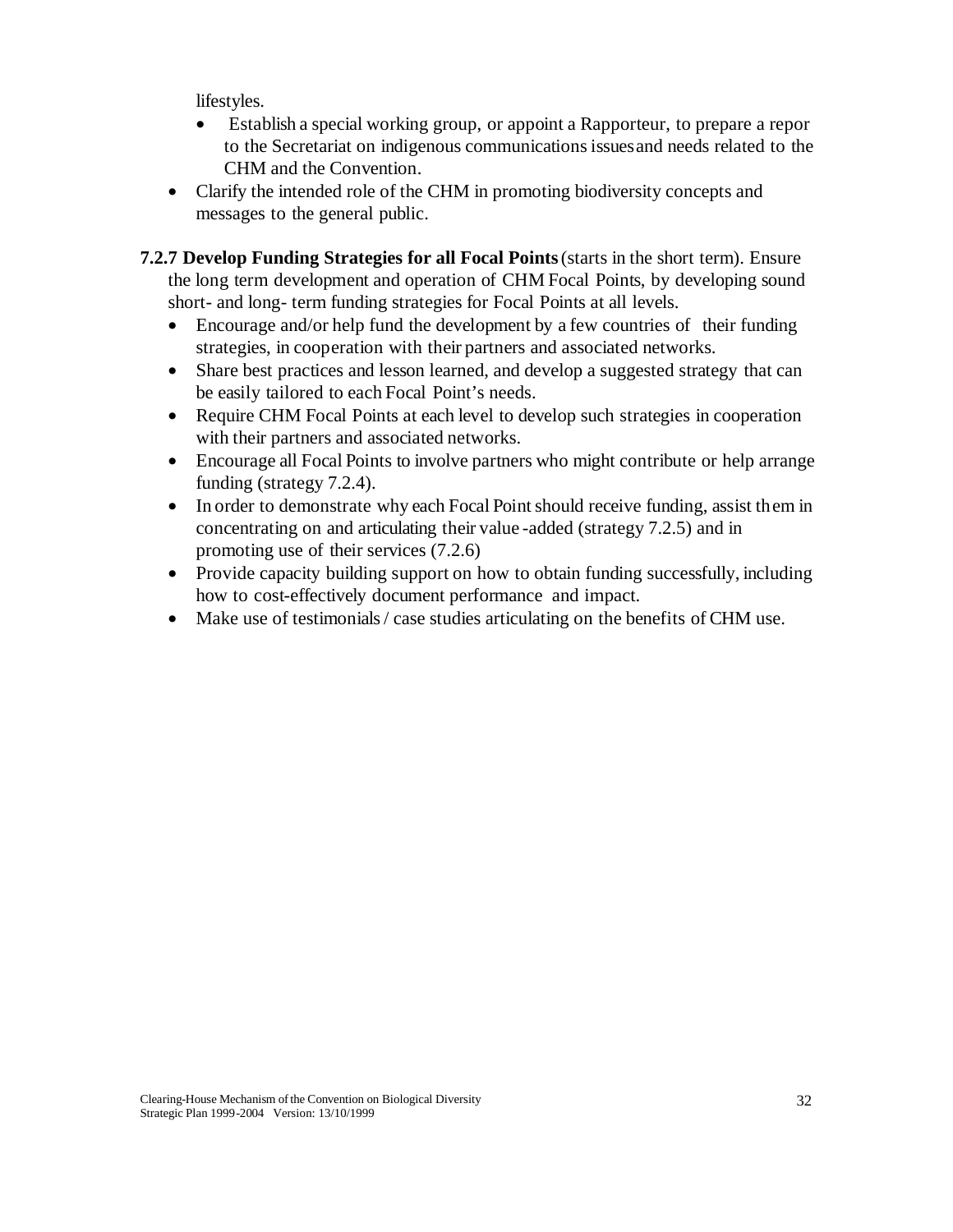lifestyles.

  - Establish a special working group, or appoint a Rapporteur, to prepare a repor to the Secretariat on indigenous communications issues and needs related to the CHM and the Convention.
- Clarify the intended role of the CHM in promoting biodiversity concepts and messages to the general public.

**7.2.7 Develop Funding Strategies for all Focal Points** (starts in the short term). Ensure the long term development and operation of CHM Focal Points, by developing sound short- and long- term funding strategies for Focal Points at all levels.

- Encourage and/or help fund the development by a few countries of their funding strategies, in cooperation with their partners and associated networks.
- Share best practices and lesson learned, and develop a suggested strategy that can be easily tailored to each Focal Point's needs.
- Require CHM Focal Points at each level to develop such strategies in cooperation with their partners and associated networks.
- Encourage all Focal Points to involve partners who might contribute or help arrange funding (strategy 7.2.4).
- In order to demonstrate why each Focal Point should receive funding, assist them in concentrating on and articulating their value-added (strategy 7.2.5) and in promoting use of their services (7.2.6)
- Provide capacity building support on how to obtain funding successfully, including how to cost-effectively document performance and impact.
- Make use of testimonials / case studies articulating on the benefits of CHM use.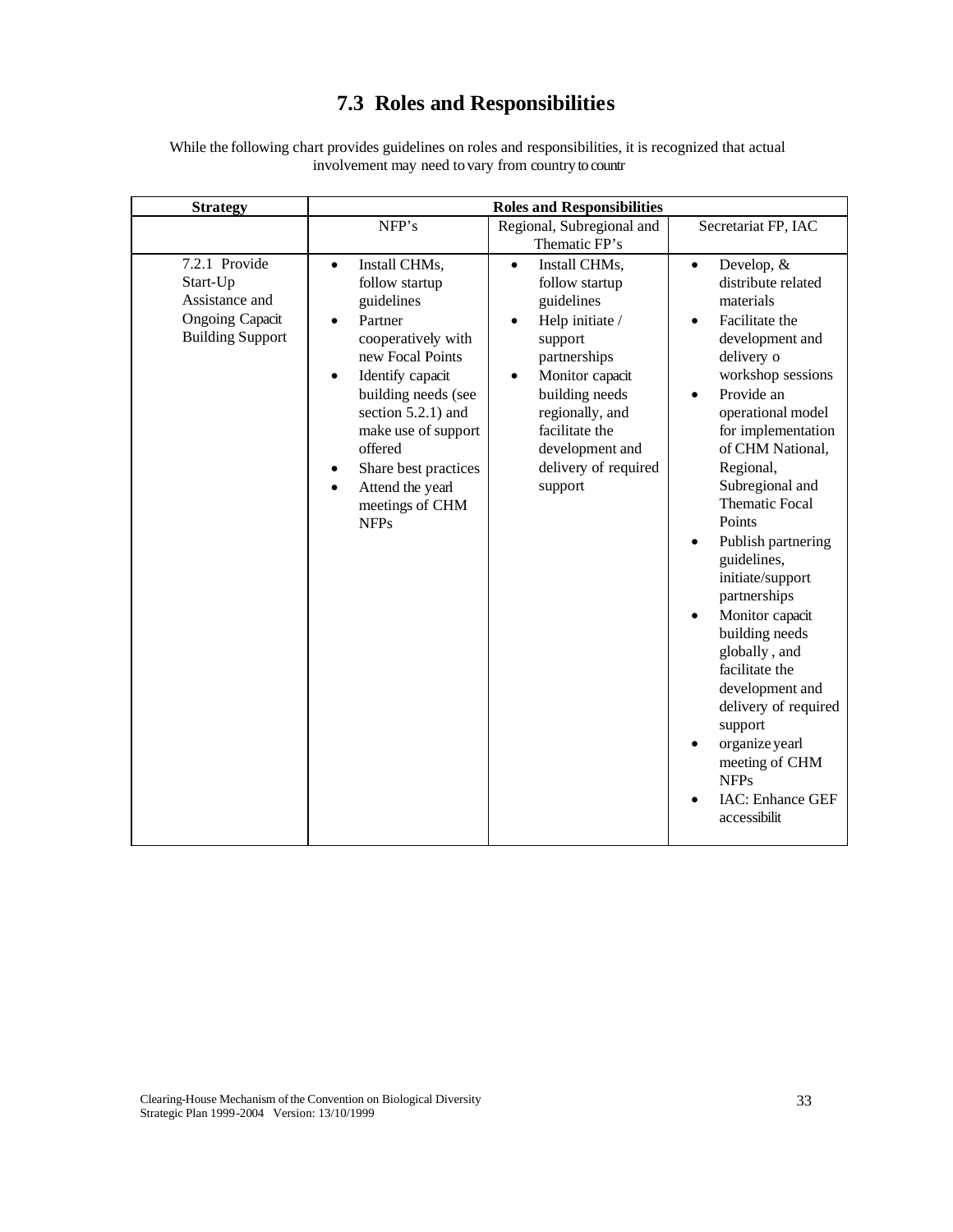# 7.3 Roles and Responsibilities

While the following chart provides guidelines on roles and responsibilities, it is recognized that actual involvement may need to vary from country to countr

| Strategy | Roles and Responsibilities | | |
|---|---|---|---|
| | NFP's | Regional, Subregional and Thematic FP's | Secretariat FP, IAC |
| 7.2.1 Provide Start-Up Assistance and Ongoing Capacit Building Support | • Install CHMs, follow startup guidelines<br>• Partner cooperatively with new Focal Points<br>• Identify capacit building needs (see section 5.2.1) and make use of support offered<br>• Share best practices<br>• Attend the yearl meetings of CHM NFPs | • Install CHMs, follow startup guidelines<br>• Help initiate / support partnerships<br>• Monitor capacit building needs regionally, and facilitate the development and delivery of required support | • Develop, & distribute related materials<br>• Facilitate the development and delivery o workshop sessions<br>• Provide an operational model for implementation of CHM National, Regional, Subregional and Thematic Focal Points<br>• Publish partnering guidelines, initiate/support partnerships<br>• Monitor capacit building needs globally , and facilitate the development and delivery of required support<br>• organize yearl meeting of CHM NFPs<br>• IAC: Enhance GEF accessibilit |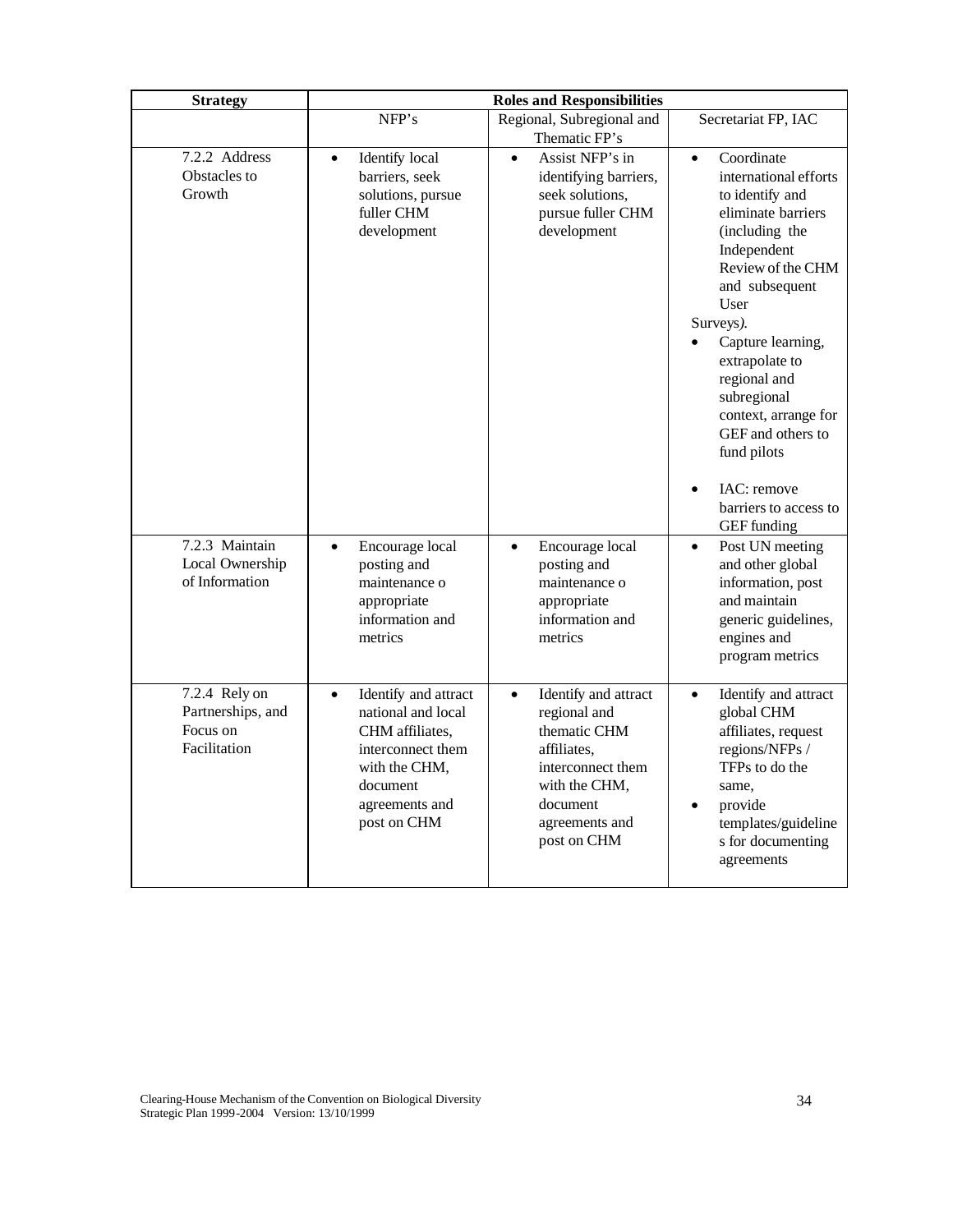| Strategy | Roles and Responsibilities | | |
|---|---|---|---|
| | NFP's | Regional, Subregional and Thematic FP's | Secretariat FP, IAC |
| 7.2.2 Address Obstacles to Growth | • Identify local barriers, seek solutions, pursue fuller CHM development | • Assist NFP's in identifying barriers, seek solutions, pursue fuller CHM development | • Coordinate international efforts to identify and eliminate barriers (including the Independent Review of the CHM and subsequent User Surveys*)*.<br>• Capture learning, extrapolate to regional and subregional context, arrange for GEF and others to fund pilots<br>• IAC: remove barriers to access to GEF funding |
| 7.2.3 Maintain Local Ownership of Information | • Encourage local posting and maintenance o appropriate information and metrics | • Encourage local posting and maintenance o appropriate information and metrics | • Post UN meeting and other global information, post and maintain generic guidelines, engines and program metrics |
| 7.2.4 Rely on Partnerships, and Focus on Facilitation | • Identify and attract national and local CHM affiliates, interconnect them with the CHM, document agreements and post on CHM | • Identify and attract regional and thematic CHM affiliates, interconnect them with the CHM, document agreements and post on CHM | • Identify and attract global CHM affiliates, request regions/NFPs / TFPs to do the same,<br>• provide templates/guidelines for documenting agreements |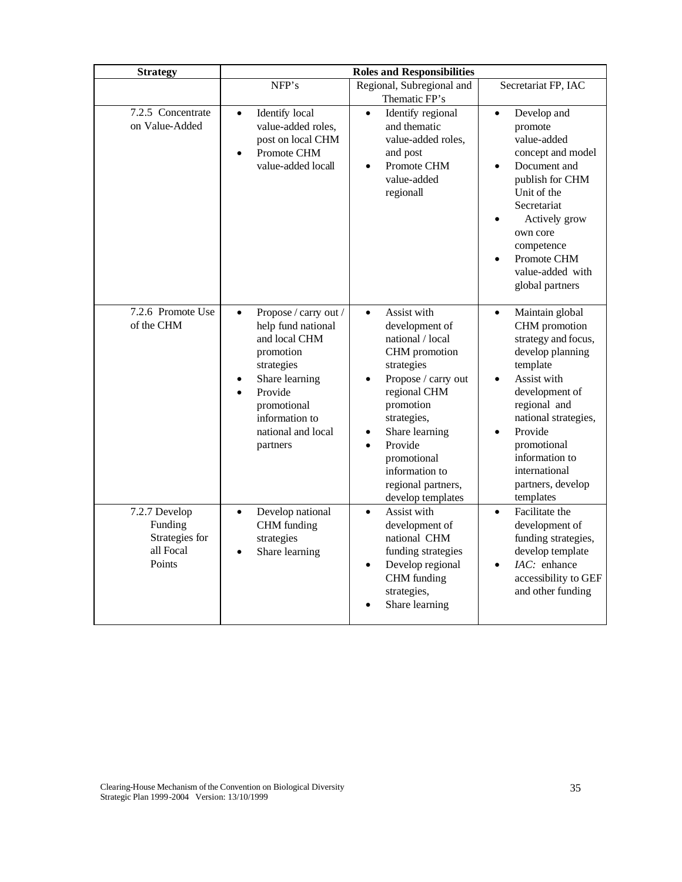| Strategy | Roles and Responsibilities | | |
|---|---|---|---|
| | NFP's | Regional, Subregional and Thematic FP's | Secretariat FP, IAC |
| 7.2.5 Concentrate on Value-Added | • Identify local value-added roles, post on local CHM<br>• Promote CHM value-added locall | • Identify regional and thematic value-added roles, and post<br>• Promote CHM value-added regionall | • Develop and promote value-added concept and model<br>• Document and publish for CHM Unit of the Secretariat<br>• Actively grow own core competence<br>• Promote CHM value-added with global partners |
| 7.2.6 Promote Use of the CHM | • Propose / carry out / help fund national and local CHM promotion strategies<br>• Share learning<br>• Provide promotional information to national and local partners | • Assist with development of national / local CHM promotion strategies<br>• Propose / carry out regional CHM promotion strategies,<br>• Share learning<br>• Provide promotional information to regional partners, develop templates | • Maintain global CHM promotion strategy and focus, develop planning template<br>• Assist with development of regional and national strategies,<br>• Provide promotional information to international partners, develop templates |
| 7.2.7 Develop Funding Strategies for all Focal Points | • Develop national CHM funding strategies<br>• Share learning | • Assist with development of national CHM funding strategies<br>• Develop regional CHM funding strategies,<br>• Share learning | • Facilitate the development of funding strategies, develop template<br>• *IAC:* enhance accessibility to GEF and other funding |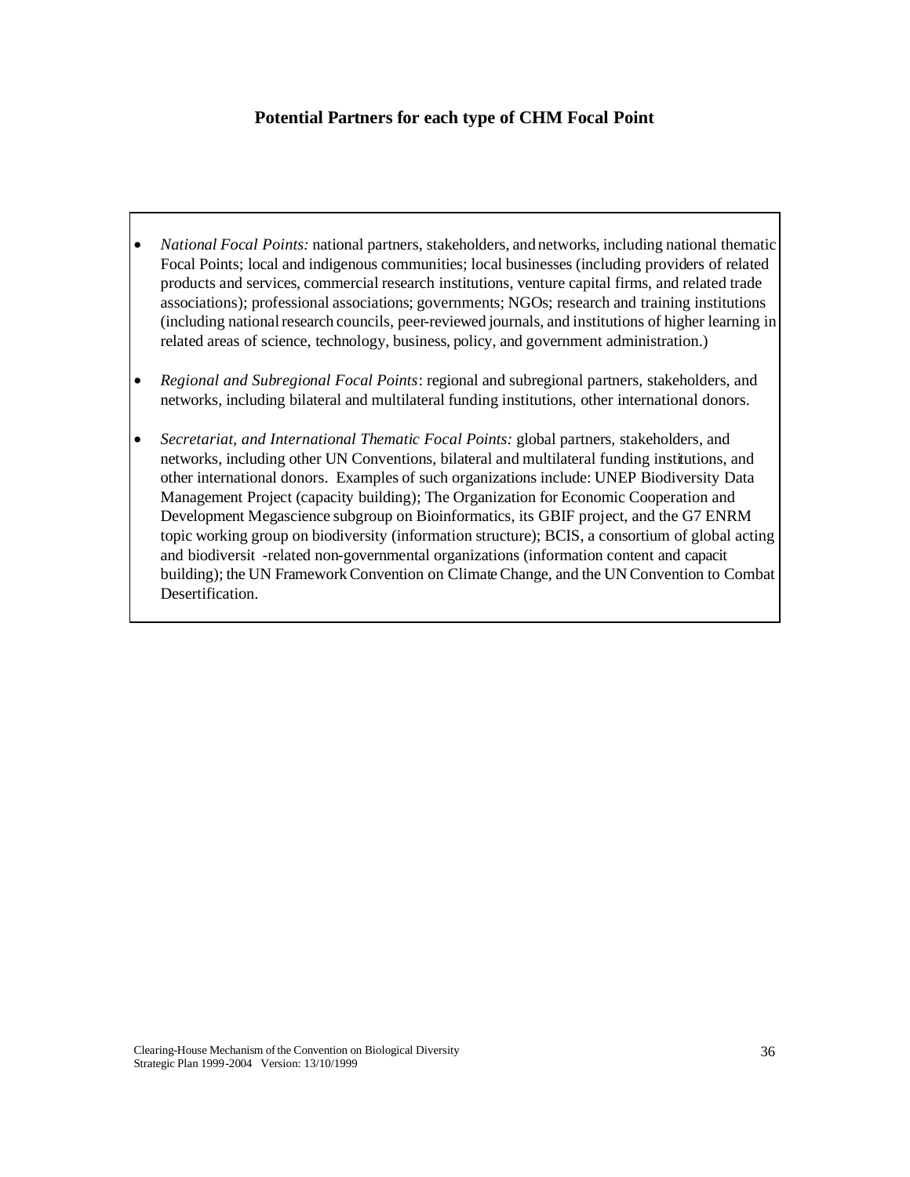## Potential Partners for each type of CHM Focal Point

- *National Focal Points:* national partners, stakeholders, and networks, including national thematic Focal Points; local and indigenous communities; local businesses (including providers of related products and services, commercial research institutions, venture capital firms, and related trade associations); professional associations; governments; NGOs; research and training institutions (including national research councils, peer-reviewed journals, and institutions of higher learning in related areas of science, technology, business, policy, and government administration.)

- *Regional and Subregional Focal Points*: regional and subregional partners, stakeholders, and networks, including bilateral and multilateral funding institutions, other international donors.

- *Secretariat, and International Thematic Focal Points:* global partners, stakeholders, and networks, including other UN Conventions, bilateral and multilateral funding institutions, and other international donors. Examples of such organizations include: UNEP Biodiversity Data Management Project (capacity building); The Organization for Economic Cooperation and Development Megascience subgroup on Bioinformatics, its GBIF project, and the G7 ENRM topic working group on biodiversity (information structure); BCIS, a consortium of global acting and biodiversit -related non-governmental organizations (information content and capacit building); the UN Framework Convention on Climate Change, and the UN Convention to Combat Desertification.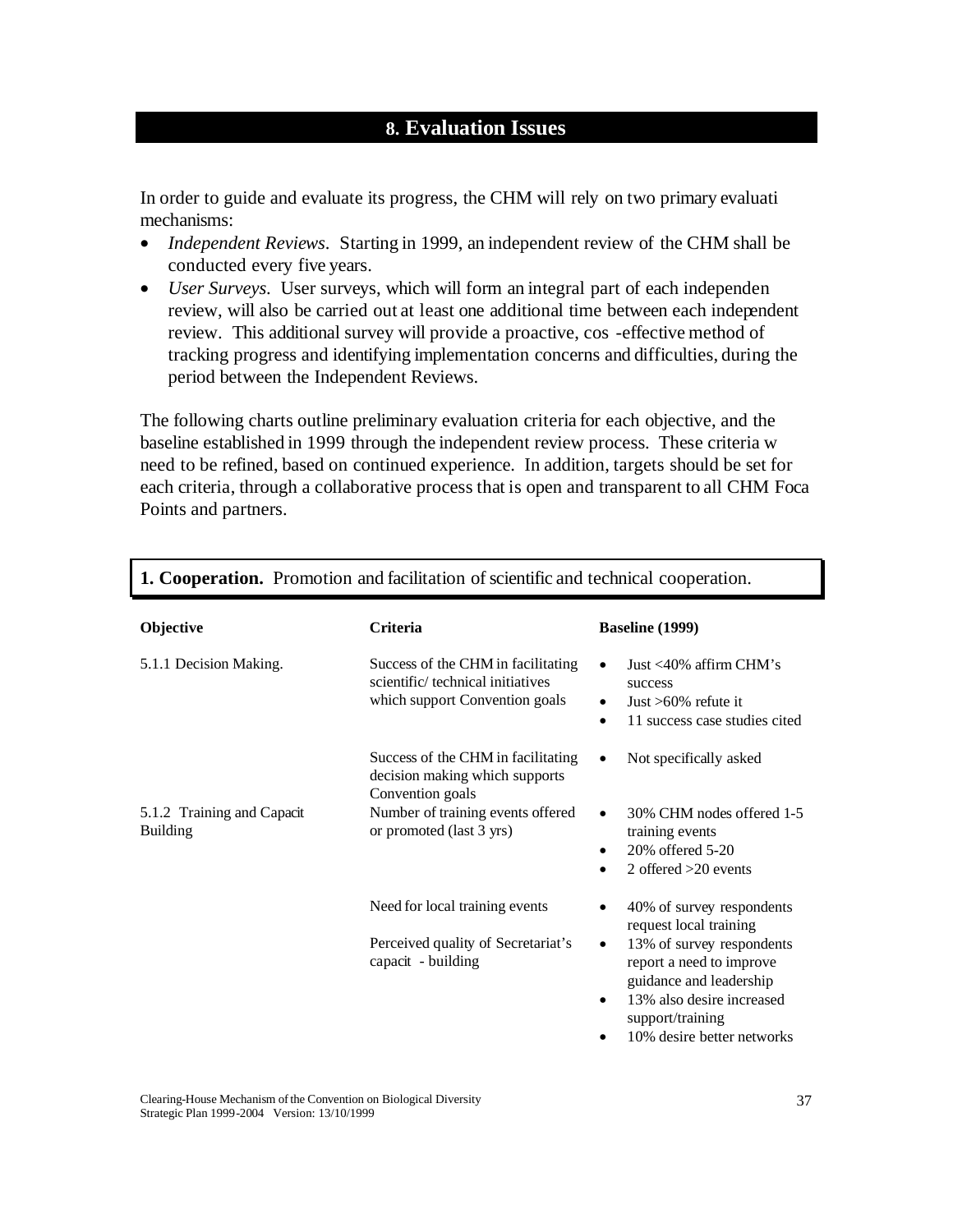## 8. Evaluation Issues

In order to guide and evaluate its progress, the CHM will rely on two primary evaluati mechanisms:

- *Independent Reviews*. Starting in 1999, an independent review of the CHM shall be conducted every five years.
- *User Surveys*. User surveys, which will form an integral part of each independen review, will also be carried out at least one additional time between each independent review. This additional survey will provide a proactive, cos -effective method of tracking progress and identifying implementation concerns and difficulties, during the period between the Independent Reviews.

The following charts outline preliminary evaluation criteria for each objective, and the baseline established in 1999 through the independent review process. These criteria w need to be refined, based on continued experience. In addition, targets should be set for each criteria, through a collaborative process that is open and transparent to all CHM Foca Points and partners.

**1. Cooperation.** Promotion and facilitation of scientific and technical cooperation.

| **Objective** | **Criteria** | **Baseline (1999)** |
|---|---|---|
| 5.1.1 Decision Making. | Success of the CHM in facilitating scientific/ technical initiatives which support Convention goals | • Just <40% affirm CHM's success<br>• Just >60% refute it<br>• 11 success case studies cited |
| | Success of the CHM in facilitating decision making which supports Convention goals | • Not specifically asked |
| 5.1.2 Training and Capacit Building | Number of training events offered or promoted (last 3 yrs) | • 30% CHM nodes offered 1-5 training events<br>• 20% offered 5-20<br>• 2 offered >20 events |
| | Need for local training events | • 40% of survey respondents request local training |
| | Perceived quality of Secretariat's capacit - building | • 13% of survey respondents report a need to improve guidance and leadership<br>• 13% also desire increased support/training<br>• 10% desire better networks |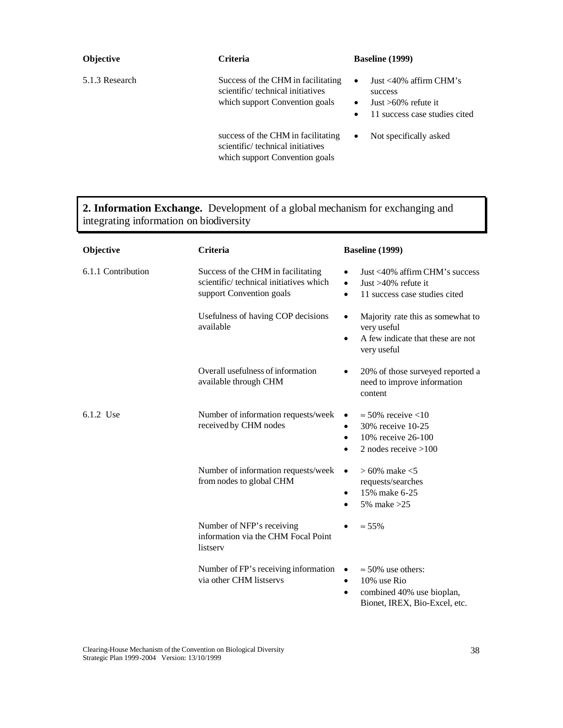| Objective | Criteria | Baseline (1999) |
|---|---|---|
| 5.1.3 Research | Success of the CHM in facilitating scientific/ technical initiatives which support Convention goals | • Just <40% affirm CHM's success<br>• Just >60% refute it<br>• 11 success case studies cited |
| | success of the CHM in facilitating scientific/ technical initiatives which support Convention goals | • Not specifically asked |

**2. Information Exchange.** Development of a global mechanism for exchanging and integrating information on biodiversity

| Objective | Criteria | Baseline (1999) |
|---|---|---|
| 6.1.1 Contribution | Success of the CHM in facilitating scientific/ technical initiatives which support Convention goals | • Just <40% affirm CHM's success<br>• Just >40% refute it<br>• 11 success case studies cited |
| | Usefulness of having COP decisions available | • Majority rate this as somewhat to very useful<br>• A few indicate that these are not very useful |
| | Overall usefulness of information available through CHM | • 20% of those surveyed reported a need to improve information content |
| 6.1.2 Use | Number of information requests/week received by CHM nodes | • ≈ 50% receive <10<br>• 30% receive 10-25<br>• 10% receive 26-100<br>• 2 nodes receive >100 |
| | Number of information requests/week from nodes to global CHM | • > 60% make <5 requests/searches<br>• 15% make 6-25<br>• 5% make >25 |
| | Number of NFP's receiving information via the CHM Focal Point listserv | • ≈ 55% |
| | Number of FP's receiving information via other CHM listservs | • ≈ 50% use others:<br>• 10% use Rio<br>• combined 40% use bioplan, Bionet, IREX, Bio-Excel, etc. |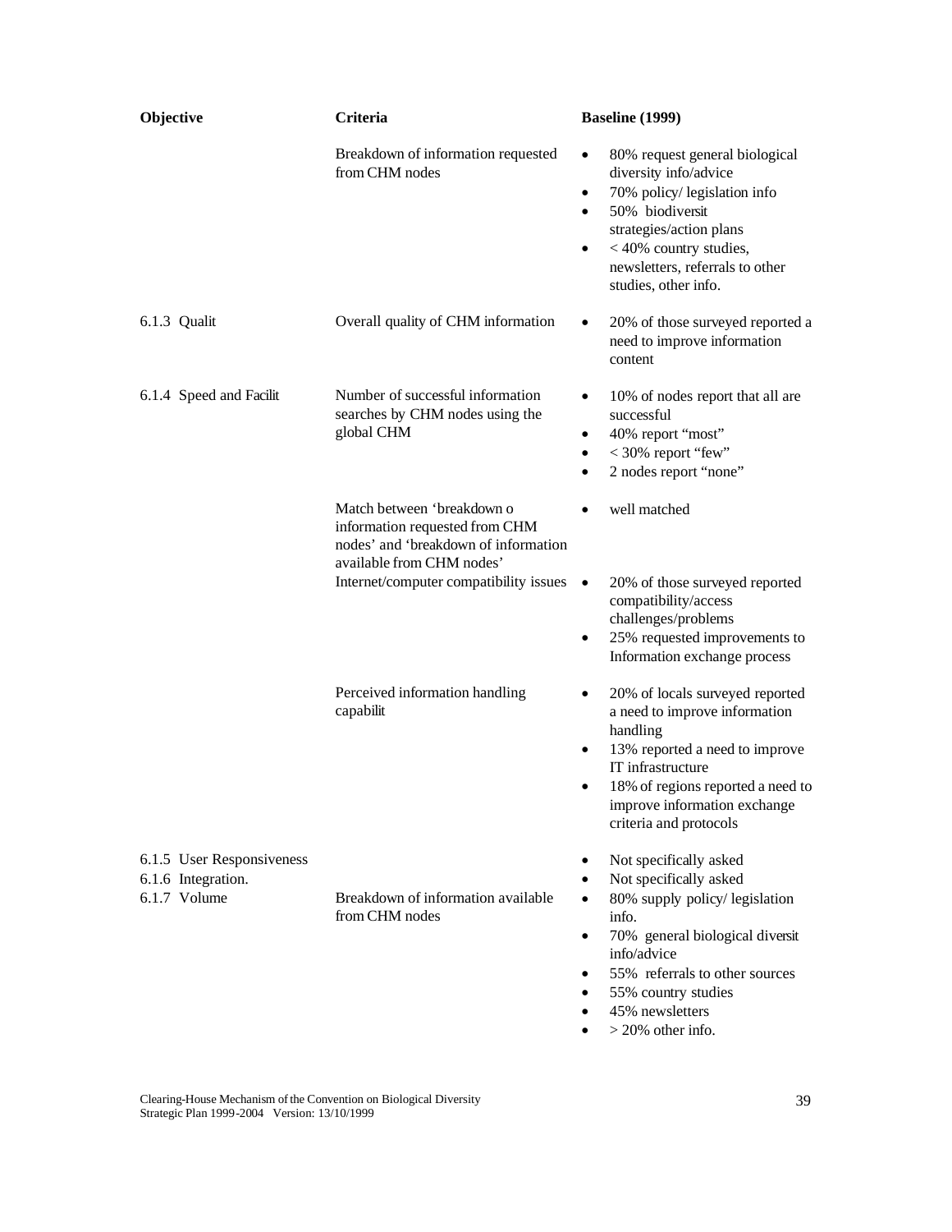| Objective | Criteria | Baseline (1999) |
|---|---|---|
| | Breakdown of information requested from CHM nodes | • 80% request general biological diversity info/advice<br>• 70% policy/ legislation info<br>• 50% biodiversit strategies/action plans<br>• < 40% country studies, newsletters, referrals to other studies, other info. |
| 6.1.3 Qualit | Overall quality of CHM information | • 20% of those surveyed reported a need to improve information content |
| 6.1.4 Speed and Facilit | Number of successful information searches by CHM nodes using the global CHM | • 10% of nodes report that all are successful<br>• 40% report "most"<br>• < 30% report "few"<br>• 2 nodes report "none" |
| | Match between 'breakdown o information requested from CHM nodes' and 'breakdown of information available from CHM nodes' | • well matched |
| | Internet/computer compatibility issues | • 20% of those surveyed reported compatibility/access challenges/problems<br>• 25% requested improvements to Information exchange process |
| | Perceived information handling capabilit | • 20% of locals surveyed reported a need to improve information handling<br>• 13% reported a need to improve IT infrastructure<br>• 18% of regions reported a need to improve information exchange criteria and protocols |
| 6.1.5 User Responsiveness | | • Not specifically asked |
| 6.1.6 Integration. | | • Not specifically asked |
| 6.1.7 Volume | Breakdown of information available from CHM nodes | • 80% supply policy/ legislation info.<br>• 70% general biological diversit info/advice<br>• 55% referrals to other sources<br>• 55% country studies<br>• 45% newsletters<br>• > 20% other info. |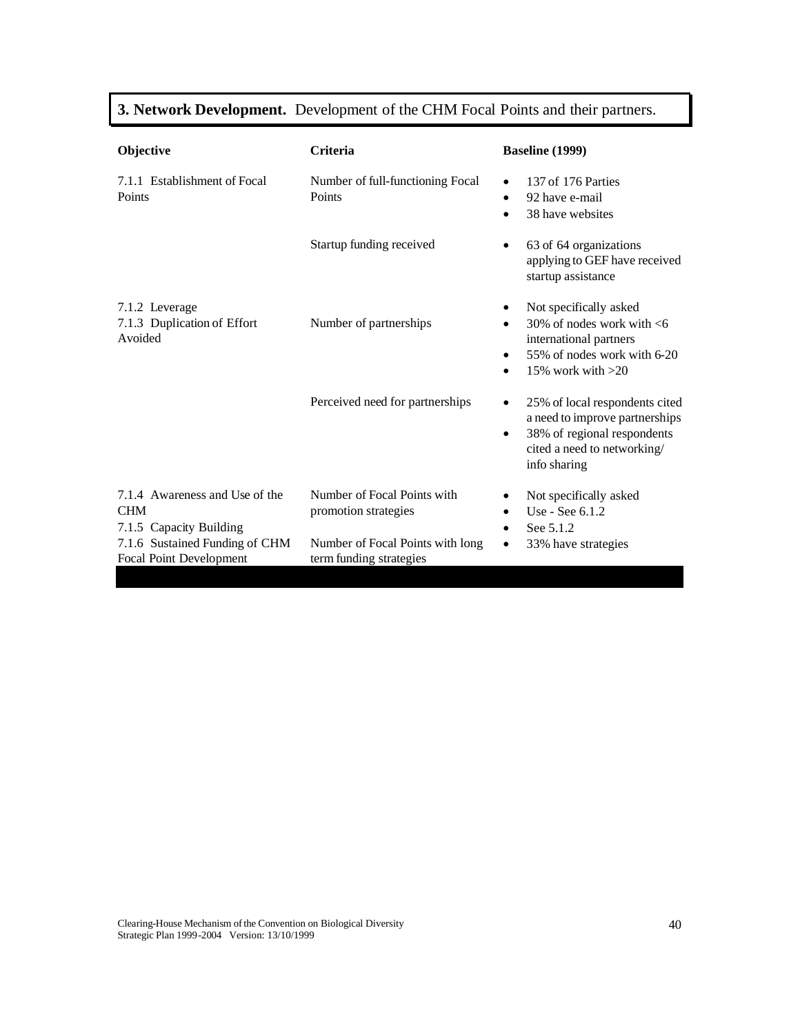**3. Network Development.** Development of the CHM Focal Points and their partners.

| Objective | Criteria | Baseline (1999) |
|---|---|---|
| 7.1.1 Establishment of Focal Points | Number of full-functioning Focal Points | • 137 of 176 Parties<br>• 92 have e-mail<br>• 38 have websites |
| | Startup funding received | • 63 of 64 organizations applying to GEF have received startup assistance |
| 7.1.2 Leverage | | • Not specifically asked |
| 7.1.3 Duplication of Effort Avoided | Number of partnerships | • 30% of nodes work with <6 international partners<br>• 55% of nodes work with 6-20<br>• 15% work with >20 |
| | Perceived need for partnerships | • 25% of local respondents cited a need to improve partnerships<br>• 38% of regional respondents cited a need to networking/ info sharing |
| 7.1.4 Awareness and Use of the CHM | Number of Focal Points with promotion strategies | • Not specifically asked<br>• Use - See 6.1.2 |
| 7.1.5 Capacity Building | | • See 5.1.2 |
| 7.1.6 Sustained Funding of CHM Focal Point Development | Number of Focal Points with long term funding strategies | • 33% have strategies |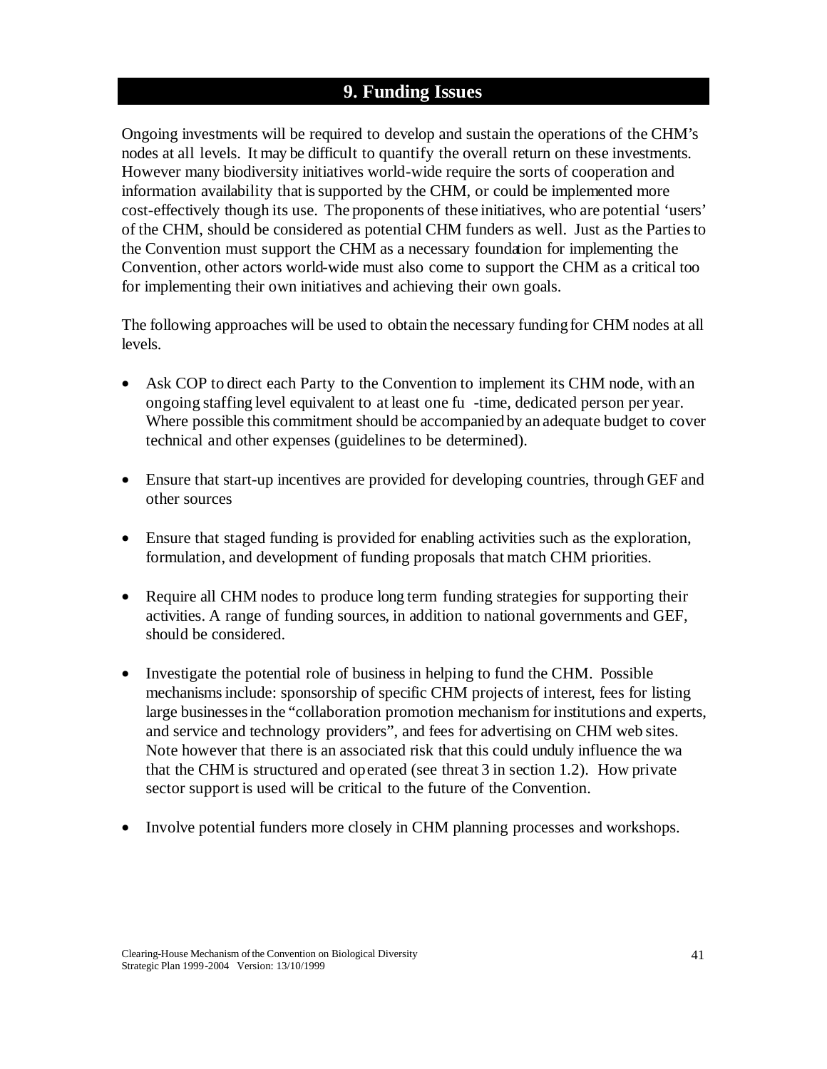## 9. Funding Issues

Ongoing investments will be required to develop and sustain the operations of the CHM's nodes at all levels. It may be difficult to quantify the overall return on these investments. However many biodiversity initiatives world-wide require the sorts of cooperation and information availability that is supported by the CHM, or could be implemented more cost-effectively though its use. The proponents of these initiatives, who are potential 'users' of the CHM, should be considered as potential CHM funders as well. Just as the Parties to the Convention must support the CHM as a necessary foundation for implementing the Convention, other actors world-wide must also come to support the CHM as a critical too for implementing their own initiatives and achieving their own goals.

The following approaches will be used to obtain the necessary funding for CHM nodes at all levels.

- Ask COP to direct each Party to the Convention to implement its CHM node, with an ongoing staffing level equivalent to at least one fu -time, dedicated person per year. Where possible this commitment should be accompanied by an adequate budget to cover technical and other expenses (guidelines to be determined).

- Ensure that start-up incentives are provided for developing countries, through GEF and other sources

- Ensure that staged funding is provided for enabling activities such as the exploration, formulation, and development of funding proposals that match CHM priorities.

- Require all CHM nodes to produce long term funding strategies for supporting their activities. A range of funding sources, in addition to national governments and GEF, should be considered.

- Investigate the potential role of business in helping to fund the CHM. Possible mechanisms include: sponsorship of specific CHM projects of interest, fees for listing large businesses in the "collaboration promotion mechanism for institutions and experts, and service and technology providers", and fees for advertising on CHM web sites. Note however that there is an associated risk that this could unduly influence the wa that the CHM is structured and operated (see threat 3 in section 1.2). How private sector support is used will be critical to the future of the Convention.

- Involve potential funders more closely in CHM planning processes and workshops.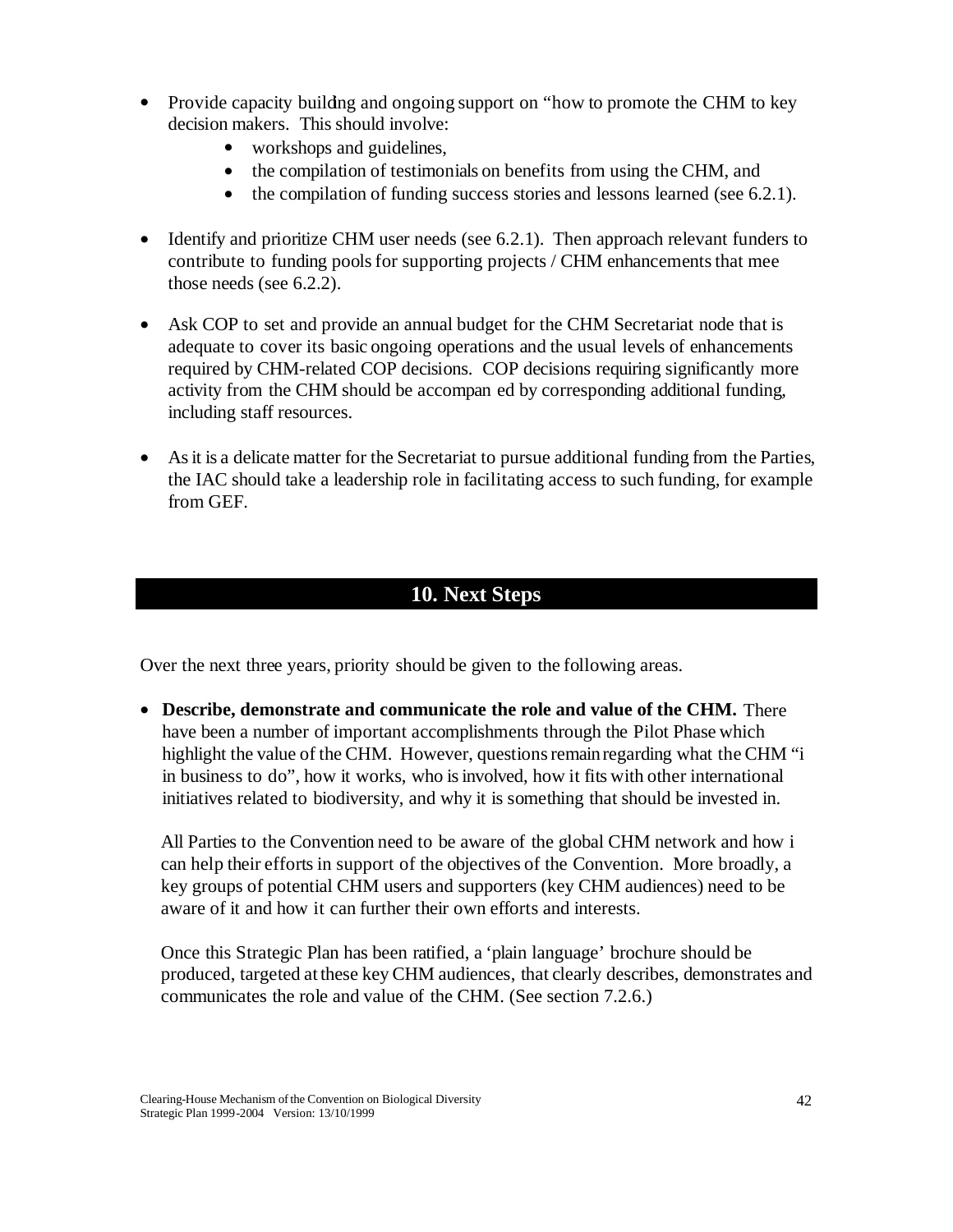- Provide capacity building and ongoing support on "how to promote the CHM to key decision makers. This should involve:
  - workshops and guidelines,
  - the compilation of testimonials on benefits from using the CHM, and
  - the compilation of funding success stories and lessons learned (see 6.2.1).
- Identify and prioritize CHM user needs (see 6.2.1). Then approach relevant funders to contribute to funding pools for supporting projects / CHM enhancements that mee those needs (see 6.2.2).
- Ask COP to set and provide an annual budget for the CHM Secretariat node that is adequate to cover its basic ongoing operations and the usual levels of enhancements required by CHM-related COP decisions. COP decisions requiring significantly more activity from the CHM should be accompan ed by corresponding additional funding, including staff resources.
- As it is a delicate matter for the Secretariat to pursue additional funding from the Parties, the IAC should take a leadership role in facilitating access to such funding, for example from GEF.

## 10. Next Steps

Over the next three years, priority should be given to the following areas.

- **Describe, demonstrate and communicate the role and value of the CHM.** There have been a number of important accomplishments through the Pilot Phase which highlight the value of the CHM. However, questions remain regarding what the CHM "i in business to do", how it works, who is involved, how it fits with other international initiatives related to biodiversity, and why it is something that should be invested in.

  All Parties to the Convention need to be aware of the global CHM network and how i can help their efforts in support of the objectives of the Convention. More broadly, a key groups of potential CHM users and supporters (key CHM audiences) need to be aware of it and how it can further their own efforts and interests.

  Once this Strategic Plan has been ratified, a 'plain language' brochure should be produced, targeted at these key CHM audiences, that clearly describes, demonstrates and communicates the role and value of the CHM. (See section 7.2.6.)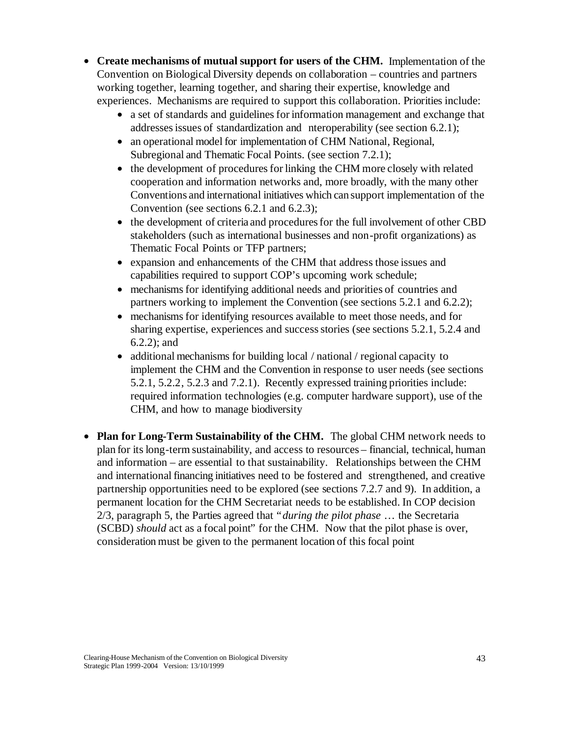- **Create mechanisms of mutual support for users of the CHM.** Implementation of the Convention on Biological Diversity depends on collaboration – countries and partners working together, learning together, and sharing their expertise, knowledge and experiences. Mechanisms are required to support this collaboration. Priorities include:
  - a set of standards and guidelines for information management and exchange that addresses issues of standardization and nteroperability (see section 6.2.1);
  - an operational model for implementation of CHM National, Regional, Subregional and Thematic Focal Points. (see section 7.2.1);
  - the development of procedures for linking the CHM more closely with related cooperation and information networks and, more broadly, with the many other Conventions and international initiatives which can support implementation of the Convention (see sections 6.2.1 and 6.2.3);
  - the development of criteria and procedures for the full involvement of other CBD stakeholders (such as international businesses and non-profit organizations) as Thematic Focal Points or TFP partners;
  - expansion and enhancements of the CHM that address those issues and capabilities required to support COP's upcoming work schedule;
  - mechanisms for identifying additional needs and priorities of countries and partners working to implement the Convention (see sections 5.2.1 and 6.2.2);
  - mechanisms for identifying resources available to meet those needs, and for sharing expertise, experiences and success stories (see sections 5.2.1, 5.2.4 and 6.2.2); and
  - additional mechanisms for building local / national / regional capacity to implement the CHM and the Convention in response to user needs (see sections 5.2.1, 5.2.2, 5.2.3 and 7.2.1). Recently expressed training priorities include: required information technologies (e.g. computer hardware support), use of the CHM, and how to manage biodiversity

- **Plan for Long-Term Sustainability of the CHM.** The global CHM network needs to plan for its long-term sustainability, and access to resources – financial, technical, human and information – are essential to that sustainability. Relationships between the CHM and international financing initiatives need to be fostered and strengthened, and creative partnership opportunities need to be explored (see sections 7.2.7 and 9). In addition, a permanent location for the CHM Secretariat needs to be established. In COP decision 2/3, paragraph 5, the Parties agreed that "*during the pilot phase* … the Secretaria (SCBD) *should* act as a focal point" for the CHM. Now that the pilot phase is over, consideration must be given to the permanent location of this focal point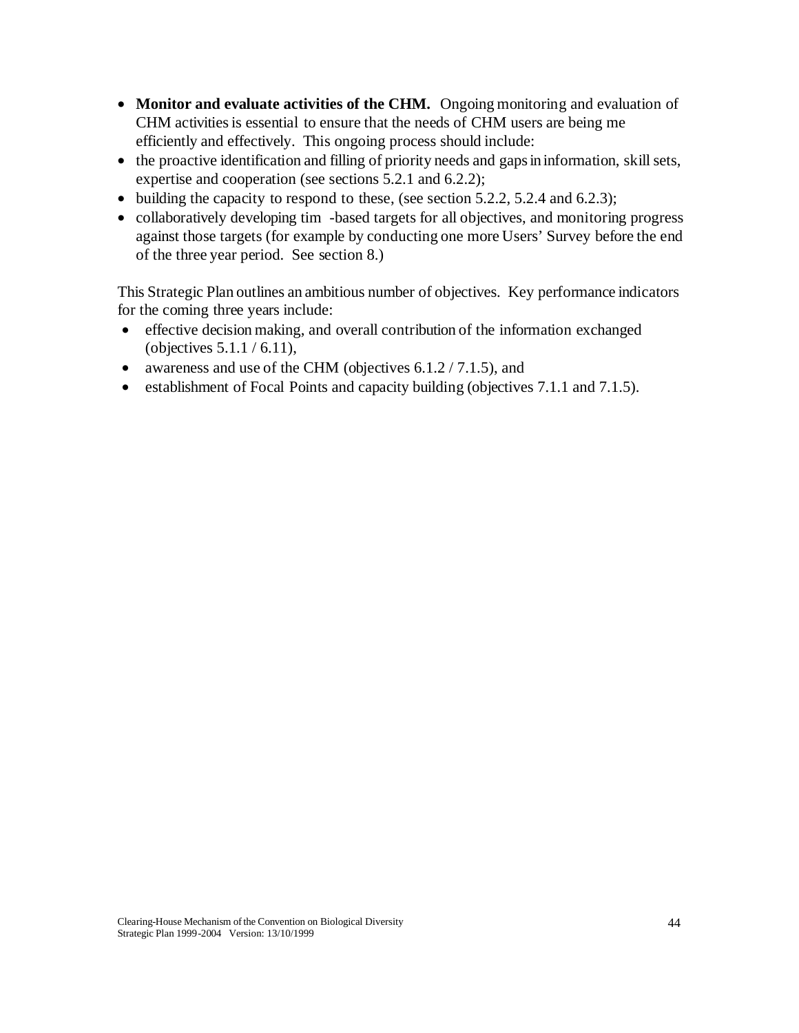- **Monitor and evaluate activities of the CHM.** Ongoing monitoring and evaluation of CHM activities is essential to ensure that the needs of CHM users are being me efficiently and effectively. This ongoing process should include:
- the proactive identification and filling of priority needs and gaps in information, skill sets, expertise and cooperation (see sections 5.2.1 and 6.2.2);
- building the capacity to respond to these, (see section 5.2.2, 5.2.4 and 6.2.3);
- collaboratively developing tim -based targets for all objectives, and monitoring progress against those targets (for example by conducting one more Users' Survey before the end of the three year period. See section 8.)

This Strategic Plan outlines an ambitious number of objectives. Key performance indicators for the coming three years include:

- effective decision making, and overall contribution of the information exchanged (objectives 5.1.1 / 6.11),
- awareness and use of the CHM (objectives 6.1.2 / 7.1.5), and
- establishment of Focal Points and capacity building (objectives 7.1.1 and 7.1.5).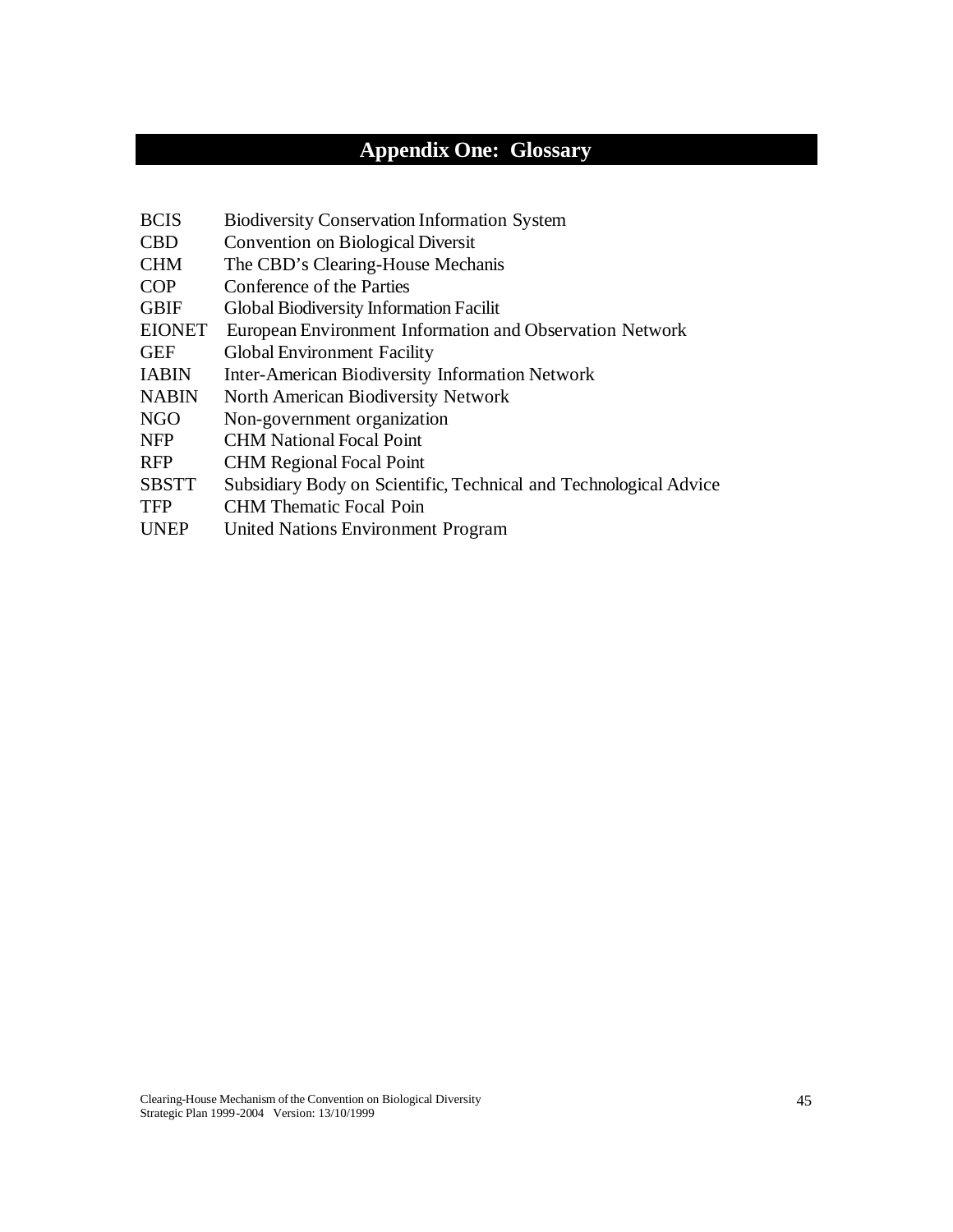# Appendix One: Glossary

| | |
|---|---|
| BCIS | Biodiversity Conservation Information System |
| CBD | Convention on Biological Diversit |
| CHM | The CBD's Clearing-House Mechanis |
| COP | Conference of the Parties |
| GBIF | Global Biodiversity Information Facilit |
| EIONET | European Environment Information and Observation Network |
| GEF | Global Environment Facility |
| IABIN | Inter-American Biodiversity Information Network |
| NABIN | North American Biodiversity Network |
| NGO | Non-government organization |
| NFP | CHM National Focal Point |
| RFP | CHM Regional Focal Point |
| SBSTT | Subsidiary Body on Scientific, Technical and Technological Advice |
| TFP | CHM Thematic Focal Poin |
| UNEP | United Nations Environment Program |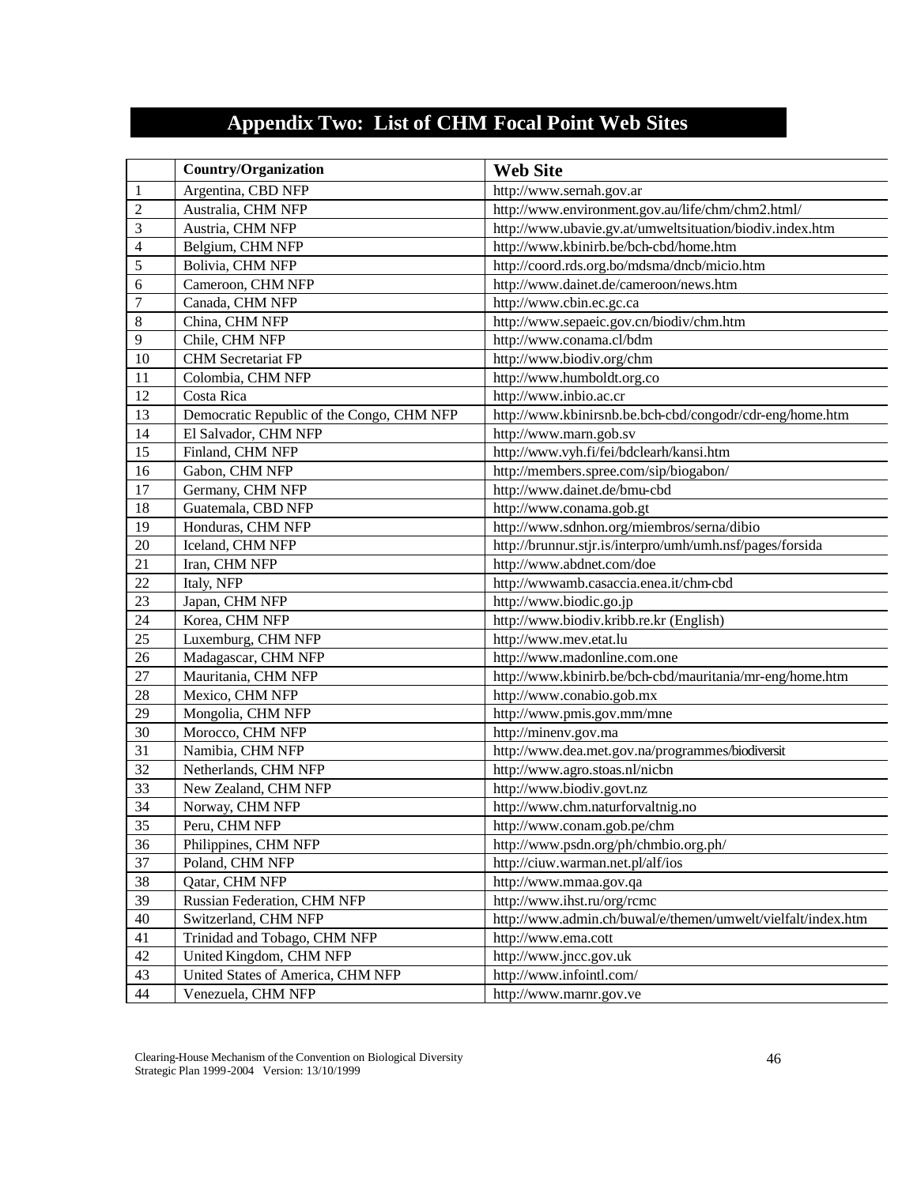# Appendix Two: List of CHM Focal Point Web Sites

| | Country/Organization | Web Site |
|---|---|---|
| 1 | Argentina, CBD NFP | http://www.sernah.gov.ar |
| 2 | Australia, CHM NFP | http://www.environment.gov.au/life/chm/chm2.html/ |
| 3 | Austria, CHM NFP | http://www.ubavie.gv.at/umweltsituation/biodiv.index.htm |
| 4 | Belgium, CHM NFP | http://www.kbinirb.be/bch-cbd/home.htm |
| 5 | Bolivia, CHM NFP | http://coord.rds.org.bo/mdsma/dncb/micio.htm |
| 6 | Cameroon, CHM NFP | http://www.dainet.de/cameroon/news.htm |
| 7 | Canada, CHM NFP | http://www.cbin.ec.gc.ca |
| 8 | China, CHM NFP | http://www.sepaeic.gov.cn/biodiv/chm.htm |
| 9 | Chile, CHM NFP | http://www.conama.cl/bdm |
| 10 | CHM Secretariat FP | http://www.biodiv.org/chm |
| 11 | Colombia, CHM NFP | http://www.humboldt.org.co |
| 12 | Costa Rica | http://www.inbio.ac.cr |
| 13 | Democratic Republic of the Congo, CHM NFP | http://www.kbinirsnb.be.bch-cbd/congodr/cdr-eng/home.htm |
| 14 | El Salvador, CHM NFP | http://www.marn.gob.sv |
| 15 | Finland, CHM NFP | http://www.vyh.fi/fei/bdclearh/kansi.htm |
| 16 | Gabon, CHM NFP | http://members.spree.com/sip/biogabon/ |
| 17 | Germany, CHM NFP | http://www.dainet.de/bmu-cbd |
| 18 | Guatemala, CBD NFP | http://www.conama.gob.gt |
| 19 | Honduras, CHM NFP | http://www.sdnhon.org/miembros/serna/dibio |
| 20 | Iceland, CHM NFP | http://brunnur.stjr.is/interpro/umh/umh.nsf/pages/forsida |
| 21 | Iran, CHM NFP | http://www.abdnet.com/doe |
| 22 | Italy, NFP | http://wwwamb.casaccia.enea.it/chm-cbd |
| 23 | Japan, CHM NFP | http://www.biodic.go.jp |
| 24 | Korea, CHM NFP | http://www.biodiv.kribb.re.kr (English) |
| 25 | Luxemburg, CHM NFP | http://www.mev.etat.lu |
| 26 | Madagascar, CHM NFP | http://www.madonline.com.one |
| 27 | Mauritania, CHM NFP | http://www.kbinirb.be/bch-cbd/mauritania/mr-eng/home.htm |
| 28 | Mexico, CHM NFP | http://www.conabio.gob.mx |
| 29 | Mongolia, CHM NFP | http://www.pmis.gov.mm/mne |
| 30 | Morocco, CHM NFP | http://minenv.gov.ma |
| 31 | Namibia, CHM NFP | http://www.dea.met.gov.na/programmes/biodiversit |
| 32 | Netherlands, CHM NFP | http://www.agro.stoas.nl/nicbn |
| 33 | New Zealand, CHM NFP | http://www.biodiv.govt.nz |
| 34 | Norway, CHM NFP | http://www.chm.naturforvaltnig.no |
| 35 | Peru, CHM NFP | http://www.conam.gob.pe/chm |
| 36 | Philippines, CHM NFP | http://www.psdn.org/ph/chmbio.org.ph/ |
| 37 | Poland, CHM NFP | http://ciuw.warman.net.pl/alf/ios |
| 38 | Qatar, CHM NFP | http://www.mmaa.gov.qa |
| 39 | Russian Federation, CHM NFP | http://www.ihst.ru/org/rcmc |
| 40 | Switzerland, CHM NFP | http://www.admin.ch/buwal/e/themen/umwelt/vielfalt/index.htm |
| 41 | Trinidad and Tobago, CHM NFP | http://www.ema.cott |
| 42 | United Kingdom, CHM NFP | http://www.jncc.gov.uk |
| 43 | United States of America, CHM NFP | http://www.infointl.com/ |
| 44 | Venezuela, CHM NFP | http://www.marnr.gov.ve |